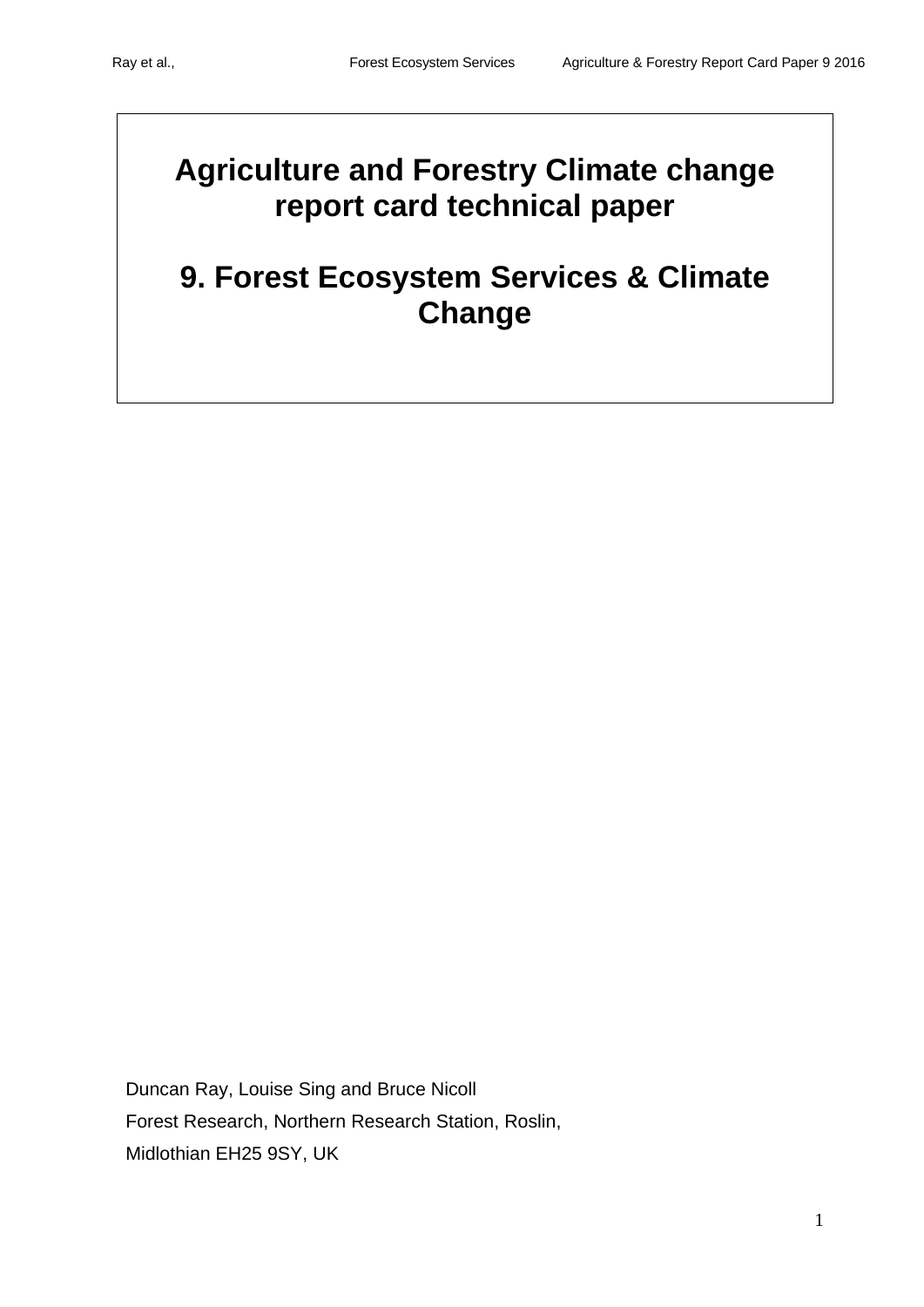# Agriculture and Forestry Climate change report card technical paper

# 9. Forest Ecosystem Services & Climate Change

Duncan Ray, Louise Sing and Bruce Nicoll

Forest Research, Northern Research Station, Roslin,

Midlothian EH25 9SY, UK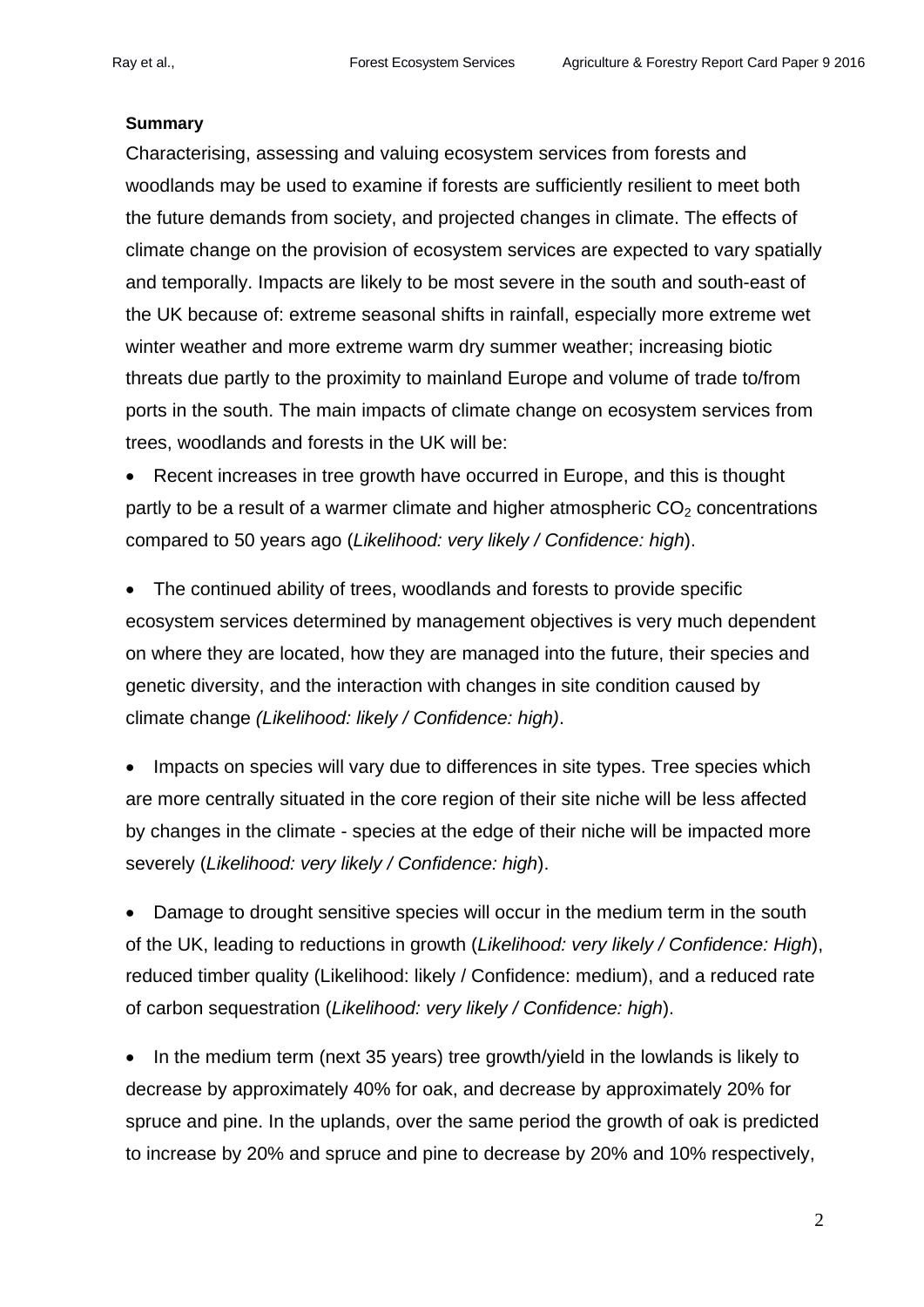**Summary**

Characterising, assessing and valuing ecosystem services from forests and woodlands may be used to examine if forests are sufficiently resilient to meet both the future demands from society, and projected changes in climate. The effects of climate change on the provision of ecosystem services are expected to vary spatially and temporally. Impacts are likely to be most severe in the south and south-east of the UK because of: extreme seasonal shifts in rainfall, especially more extreme wet winter weather and more extreme warm dry summer weather; increasing biotic threats due partly to the proximity to mainland Europe and volume of trade to/from ports in the south. The main impacts of climate change on ecosystem services from trees, woodlands and forests in the UK will be:

- Recent increases in tree growth have occurred in Europe, and this is thought partly to be a result of a warmer climate and higher atmospheric $CO_2$ concentrations compared to 50 years ago (*Likelihood: very likely / Confidence: high*).

- The continued ability of trees, woodlands and forests to provide specific ecosystem services determined by management objectives is very much dependent on where they are located, how they are managed into the future, their species and genetic diversity, and the interaction with changes in site condition caused by climate change *(Likelihood: likely / Confidence: high)*.

- Impacts on species will vary due to differences in site types. Tree species which are more centrally situated in the core region of their site niche will be less affected by changes in the climate - species at the edge of their niche will be impacted more severely (*Likelihood: very likely / Confidence: high*).

- Damage to drought sensitive species will occur in the medium term in the south of the UK, leading to reductions in growth (*Likelihood: very likely / Confidence: High*), reduced timber quality (Likelihood: likely / Confidence: medium), and a reduced rate of carbon sequestration (*Likelihood: very likely / Confidence: high*).

- In the medium term (next 35 years) tree growth/yield in the lowlands is likely to decrease by approximately 40% for oak, and decrease by approximately 20% for spruce and pine. In the uplands, over the same period the growth of oak is predicted to increase by 20% and spruce and pine to decrease by 20% and 10% respectively,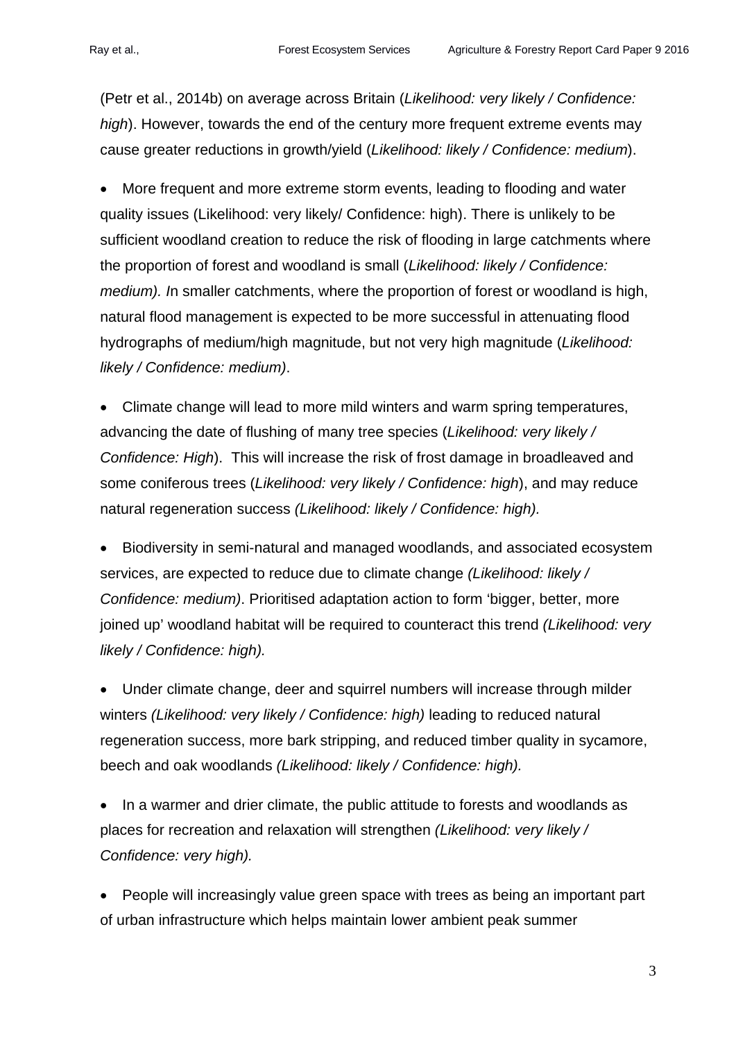(Petr et al., 2014b) on average across Britain (*Likelihood: very likely / Confidence: high*). However, towards the end of the century more frequent extreme events may cause greater reductions in growth/yield (*Likelihood: likely / Confidence: medium*).

- More frequent and more extreme storm events, leading to flooding and water quality issues (Likelihood: very likely/ Confidence: high). There is unlikely to be sufficient woodland creation to reduce the risk of flooding in large catchments where the proportion of forest and woodland is small (*Likelihood: likely / Confidence: medium). I*n smaller catchments, where the proportion of forest or woodland is high, natural flood management is expected to be more successful in attenuating flood hydrographs of medium/high magnitude, but not very high magnitude (*Likelihood: likely / Confidence: medium)*.

- Climate change will lead to more mild winters and warm spring temperatures, advancing the date of flushing of many tree species (*Likelihood: very likely / Confidence: High*). This will increase the risk of frost damage in broadleaved and some coniferous trees (*Likelihood: very likely / Confidence: high*), and may reduce natural regeneration success *(Likelihood: likely / Confidence: high).*

- Biodiversity in semi-natural and managed woodlands, and associated ecosystem services, are expected to reduce due to climate change *(Likelihood: likely / Confidence: medium)*. Prioritised adaptation action to form 'bigger, better, more joined up' woodland habitat will be required to counteract this trend *(Likelihood: very likely / Confidence: high).*

- Under climate change, deer and squirrel numbers will increase through milder winters *(Likelihood: very likely / Confidence: high)* leading to reduced natural regeneration success, more bark stripping, and reduced timber quality in sycamore, beech and oak woodlands *(Likelihood: likely / Confidence: high).*

- In a warmer and drier climate, the public attitude to forests and woodlands as places for recreation and relaxation will strengthen *(Likelihood: very likely / Confidence: very high).*

- People will increasingly value green space with trees as being an important part of urban infrastructure which helps maintain lower ambient peak summer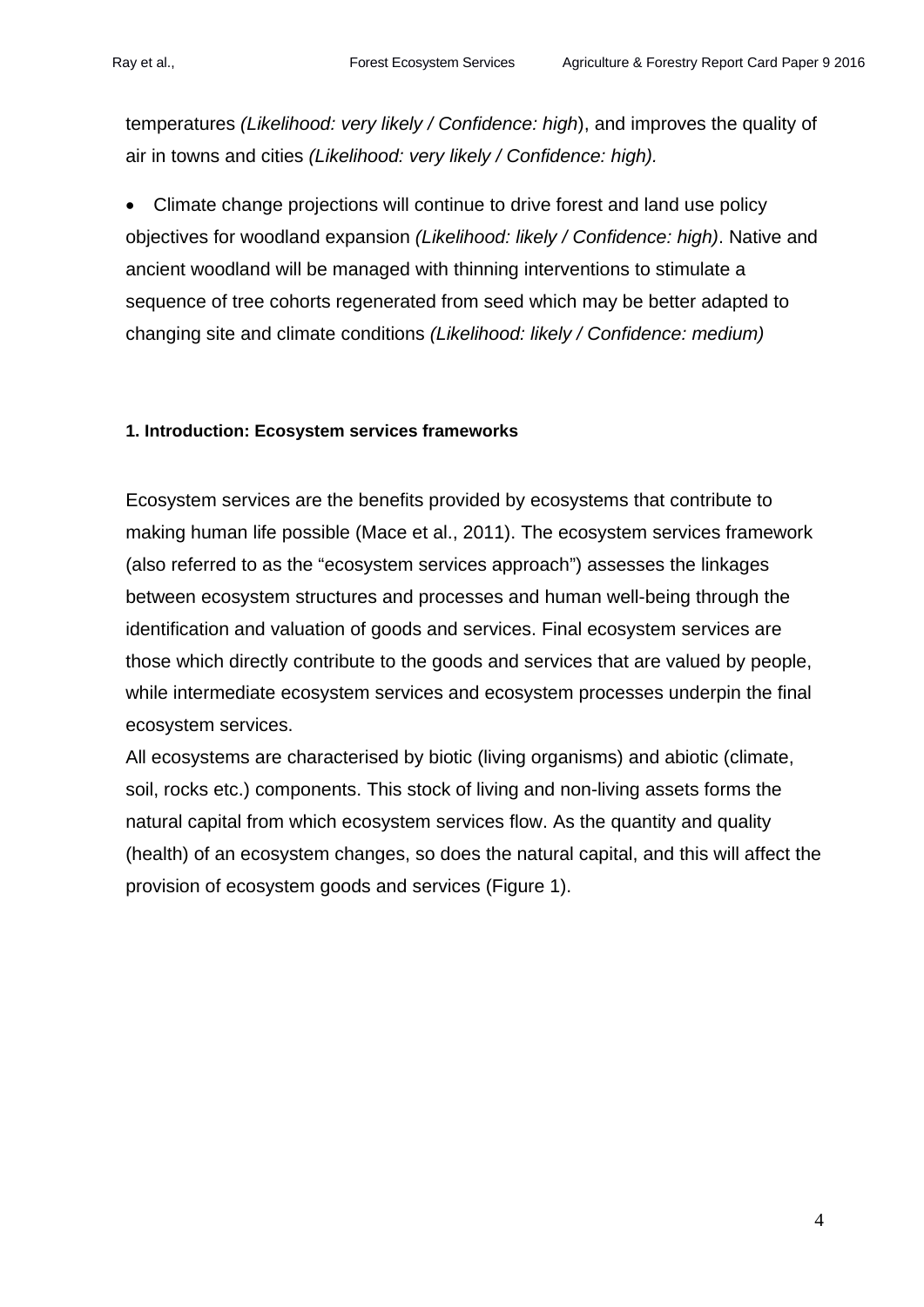temperatures *(Likelihood: very likely / Confidence: high*), and improves the quality of air in towns and cities *(Likelihood: very likely / Confidence: high).*

- Climate change projections will continue to drive forest and land use policy objectives for woodland expansion *(Likelihood: likely / Confidence: high)*. Native and ancient woodland will be managed with thinning interventions to stimulate a sequence of tree cohorts regenerated from seed which may be better adapted to changing site and climate conditions *(Likelihood: likely / Confidence: medium)*

#### 1. Introduction: Ecosystem services frameworks

Ecosystem services are the benefits provided by ecosystems that contribute to making human life possible (Mace et al., 2011). The ecosystem services framework (also referred to as the "ecosystem services approach") assesses the linkages between ecosystem structures and processes and human well-being through the identification and valuation of goods and services. Final ecosystem services are those which directly contribute to the goods and services that are valued by people, while intermediate ecosystem services and ecosystem processes underpin the final ecosystem services.
All ecosystems are characterised by biotic (living organisms) and abiotic (climate, soil, rocks etc.) components. This stock of living and non-living assets forms the natural capital from which ecosystem services flow. As the quantity and quality (health) of an ecosystem changes, so does the natural capital, and this will affect the provision of ecosystem goods and services (Figure 1).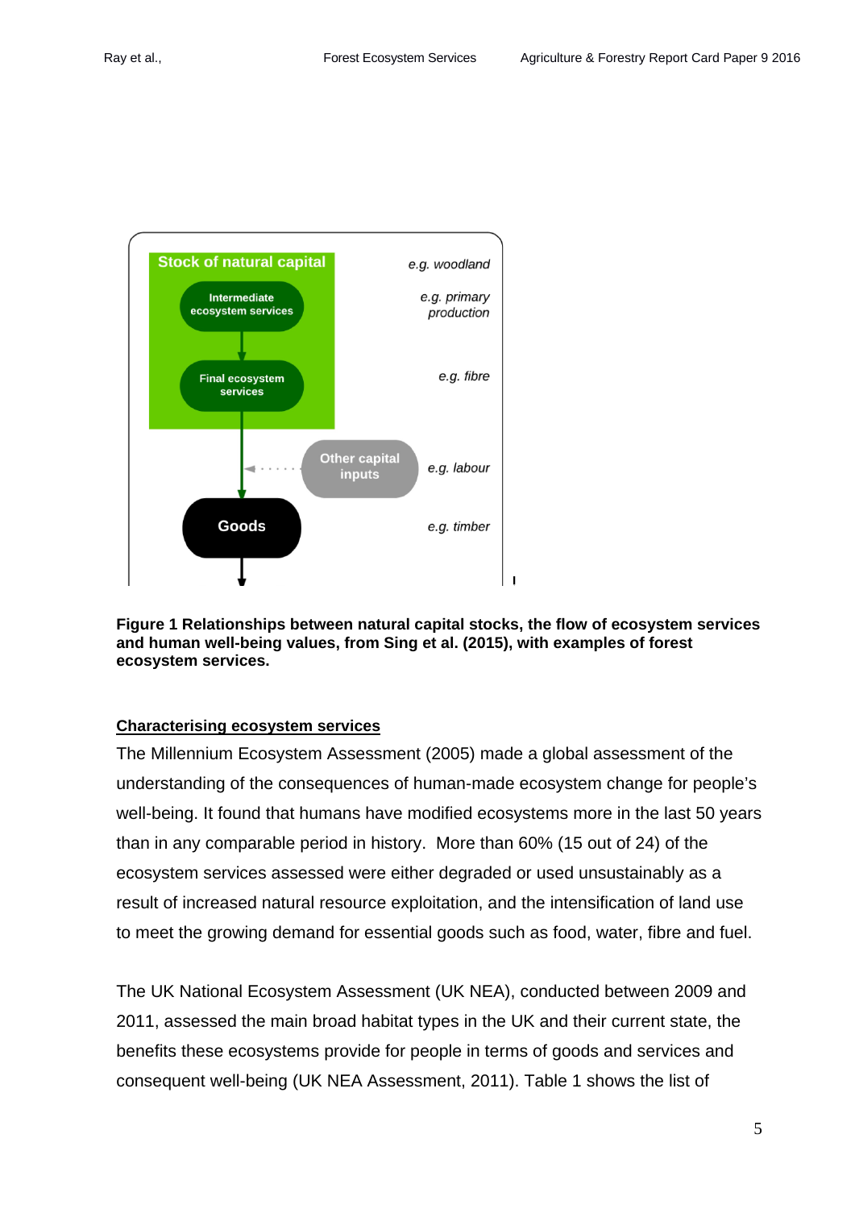Stock of natural capital — *e.g. woodland*

Intermediate ecosystem services — *e.g. primary production*

Final ecosystem services — *e.g. fibre*

Other capital inputs — *e.g. labour*

Goods — *e.g. timber*

**Figure 1 Relationships between natural capital stocks, the flow of ecosystem services and human well-being values, from Sing et al. (2015), with examples of forest ecosystem services.**

**Characterising ecosystem services**

The Millennium Ecosystem Assessment (2005) made a global assessment of the understanding of the consequences of human-made ecosystem change for people's well-being. It found that humans have modified ecosystems more in the last 50 years than in any comparable period in history. More than 60% (15 out of 24) of the ecosystem services assessed were either degraded or used unsustainably as a result of increased natural resource exploitation, and the intensification of land use to meet the growing demand for essential goods such as food, water, fibre and fuel.

The UK National Ecosystem Assessment (UK NEA), conducted between 2009 and 2011, assessed the main broad habitat types in the UK and their current state, the benefits these ecosystems provide for people in terms of goods and services and consequent well-being (UK NEA Assessment, 2011). Table 1 shows the list of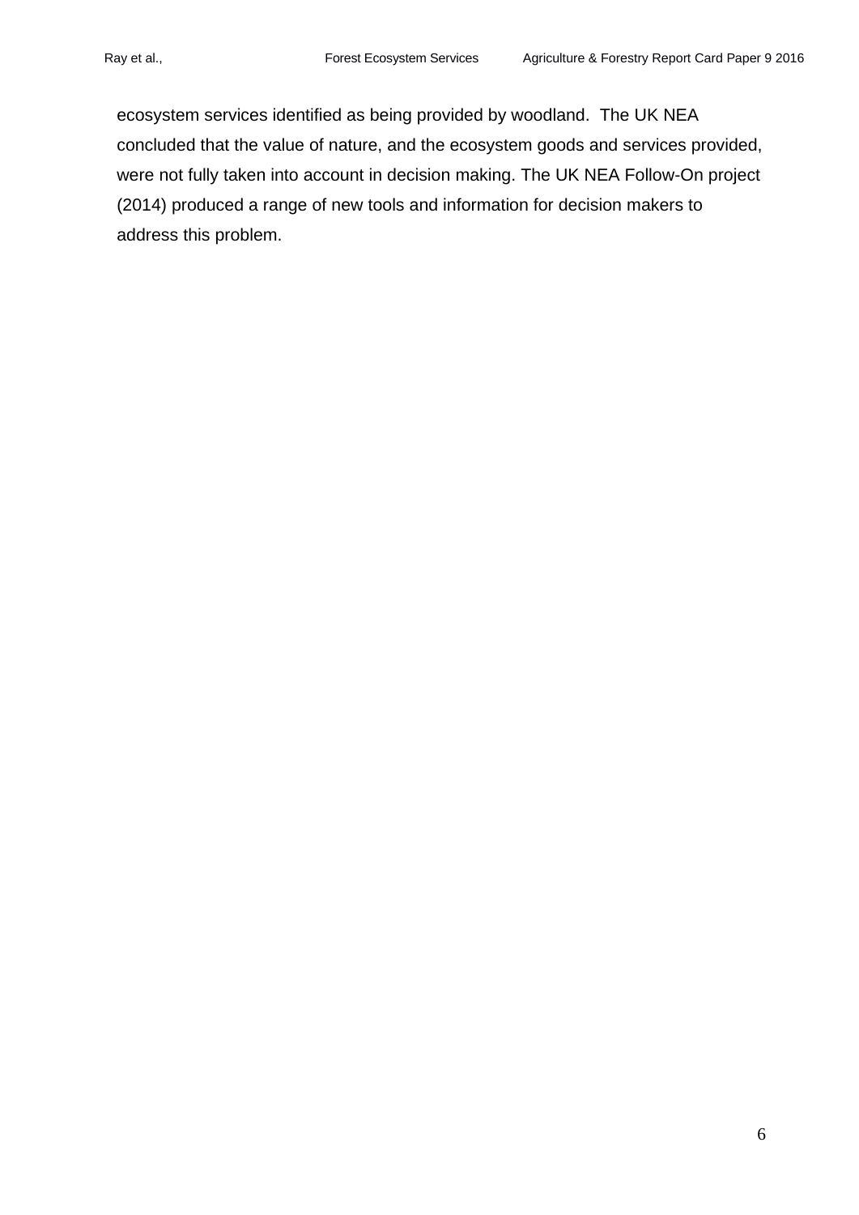ecosystem services identified as being provided by woodland. The UK NEA concluded that the value of nature, and the ecosystem goods and services provided, were not fully taken into account in decision making. The UK NEA Follow-On project (2014) produced a range of new tools and information for decision makers to address this problem.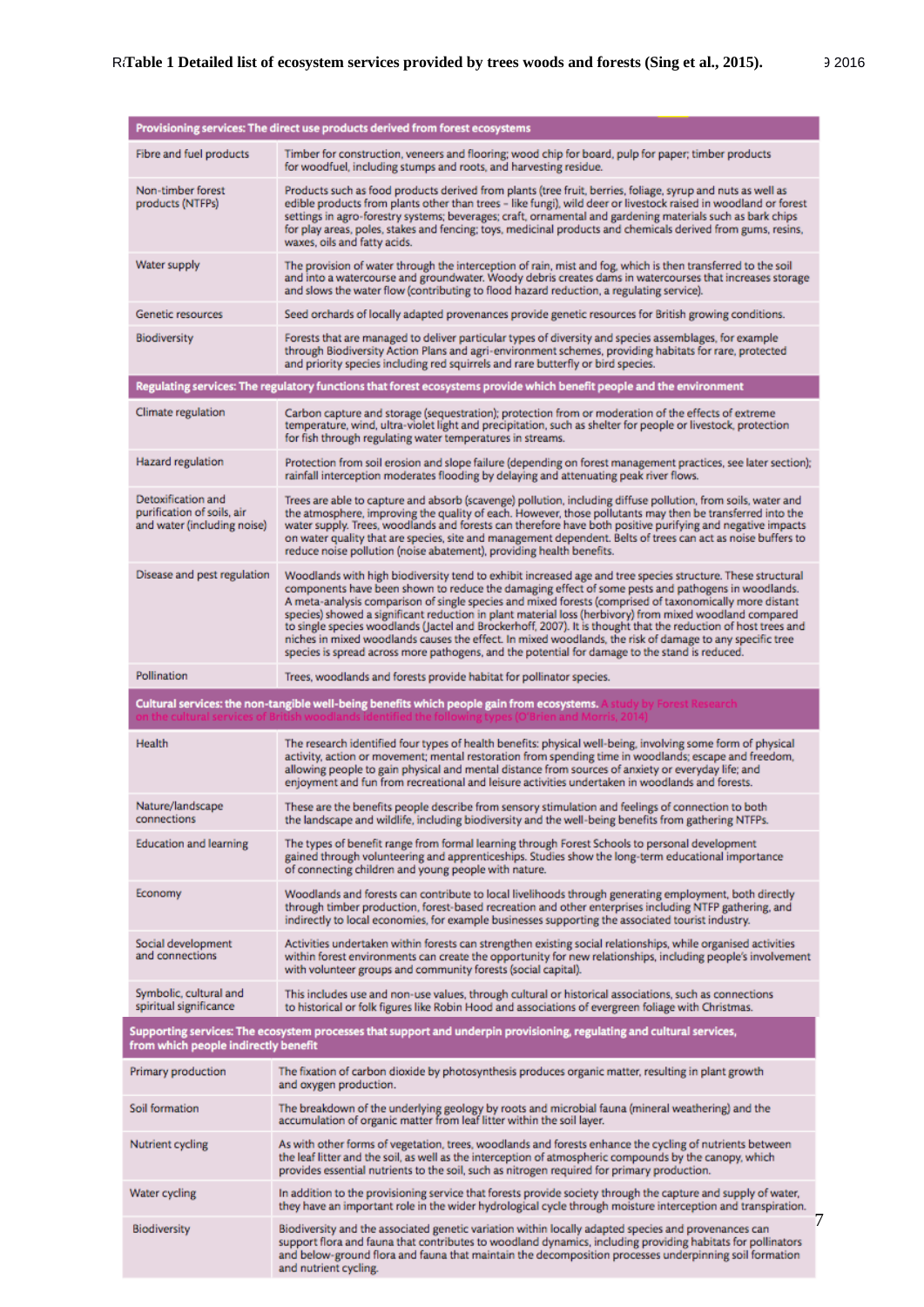**Table 1 Detailed list of ecosystem services provided by trees woods and forests (Sing et al., 2015).**

| Provisioning services: The direct use products derived from forest ecosystems | |
|---|---|
| Fibre and fuel products | Timber for construction, veneers and flooring; wood chip for board, pulp for paper; timber products for woodfuel, including stumps and roots, and harvesting residue. |
| Non-timber forest products (NTFPs) | Products such as food products derived from plants (tree fruit, berries, foliage, syrup and nuts as well as edible products from plants other than trees – like fungi), wild deer or livestock raised in woodland or forest settings in agro-forestry systems; beverages; craft, ornamental and gardening materials such as bark chips for play areas, poles, stakes and fencing; toys, medicinal products and chemicals derived from gums, resins, waxes, oils and fatty acids. |
| Water supply | The provision of water through the interception of rain, mist and fog, which is then transferred to the soil and into a watercourse and groundwater. Woody debris creates dams in watercourses that increases storage and slows the water flow (contributing to flood hazard reduction, a regulating service). |
| Genetic resources | Seed orchards of locally adapted provenances provide genetic resources for British growing conditions. |
| Biodiversity | Forests that are managed to deliver particular types of diversity and species assemblages, for example through Biodiversity Action Plans and agri-environment schemes, providing habitats for rare, protected and priority species including red squirrels and rare butterfly or bird species. |
| **Regulating services: The regulatory functions that forest ecosystems provide which benefit people and the environment** | |
| Climate regulation | Carbon capture and storage (sequestration); protection from or moderation of the effects of extreme temperature, wind, ultra-violet light and precipitation, such as shelter for people or livestock, protection for fish through regulating water temperatures in streams. |
| Hazard regulation | Protection from soil erosion and slope failure (depending on forest management practices, see later section); rainfall interception moderates flooding by delaying and attenuating peak river flows. |
| Detoxification and purification of soils, air and water (including noise) | Trees are able to capture and absorb (scavenge) pollution, including diffuse pollution, from soils, water and the atmosphere, improving the quality of each. However, those pollutants may then be transferred into the water supply. Trees, woodlands and forests can therefore have both positive purifying and negative impacts on water quality that are species, site and management dependent. Belts of trees can act as noise buffers to reduce noise pollution (noise abatement), providing health benefits. |
| Disease and pest regulation | Woodlands with high biodiversity tend to exhibit increased age and tree species structure. These structural components have been shown to reduce the damaging effect of some pests and pathogens in woodlands. A meta-analysis comparison of single species and mixed forests (comprised of taxonomically more distant species) showed a significant reduction in plant material loss (herbivory) from mixed woodland compared to single species woodlands (Jactel and Brockerhoff, 2007). It is thought that the reduction of host trees and niches in mixed woodlands causes the effect. In mixed woodlands, the risk of damage to any specific tree species is spread across more pathogens, and the potential for damage to the stand is reduced. |
| Pollination | Trees, woodlands and forests provide habitat for pollinator species. |
| **Cultural services: the non-tangible well-being benefits which people gain from ecosystems.** A study by Forest Research on the cultural services of British woodlands identified the following types (O'Brien and Morris, 2014) | |
| Health | The research identified four types of health benefits: physical well-being, involving some form of physical activity, action or movement; mental restoration from spending time in woodlands; escape and freedom, allowing people to gain physical and mental distance from sources of anxiety or everyday life; and enjoyment and fun from recreational and leisure activities undertaken in woodlands and forests. |
| Nature/landscape connections | These are the benefits people describe from sensory stimulation and feelings of connection to both the landscape and wildlife, including biodiversity and the well-being benefits from gathering NTFPs. |
| Education and learning | The types of benefit range from formal learning through Forest Schools to personal development gained through volunteering and apprenticeships. Studies show the long-term educational importance of connecting children and young people with nature. |
| Economy | Woodlands and forests can contribute to local livelihoods through generating employment, both directly through timber production, forest-based recreation and other enterprises including NTFP gathering, and indirectly to local economies, for example businesses supporting the associated tourist industry. |
| Social development and connections | Activities undertaken within forests can strengthen existing social relationships, while organised activities within forest environments can create the opportunity for new relationships, including people's involvement with volunteer groups and community forests (social capital). |
| Symbolic, cultural and spiritual significance | This includes use and non-use values, through cultural or historical associations, such as connections to historical or folk figures like Robin Hood and associations of evergreen foliage with Christmas. |
| **Supporting services: The ecosystem processes that support and underpin provisioning, regulating and cultural services, from which people indirectly benefit** | |
| Primary production | The fixation of carbon dioxide by photosynthesis produces organic matter, resulting in plant growth and oxygen production. |
| Soil formation | The breakdown of the underlying geology by roots and microbial fauna (mineral weathering) and the accumulation of organic matter from leaf litter within the soil layer. |
| Nutrient cycling | As with other forms of vegetation, trees, woodlands and forests enhance the cycling of nutrients between the leaf litter and the soil, as well as the interception of atmospheric compounds by the canopy, which provides essential nutrients to the soil, such as nitrogen required for primary production. |
| Water cycling | In addition to the provisioning service that forests provide society through the capture and supply of water, they have an important role in the wider hydrological cycle through moisture interception and transpiration. |
| Biodiversity | Biodiversity and the associated genetic variation within locally adapted species and provenances can support flora and fauna that contributes to woodland dynamics, including providing habitats for pollinators and below-ground flora and fauna that maintain the decomposition processes underpinning soil formation and nutrient cycling. |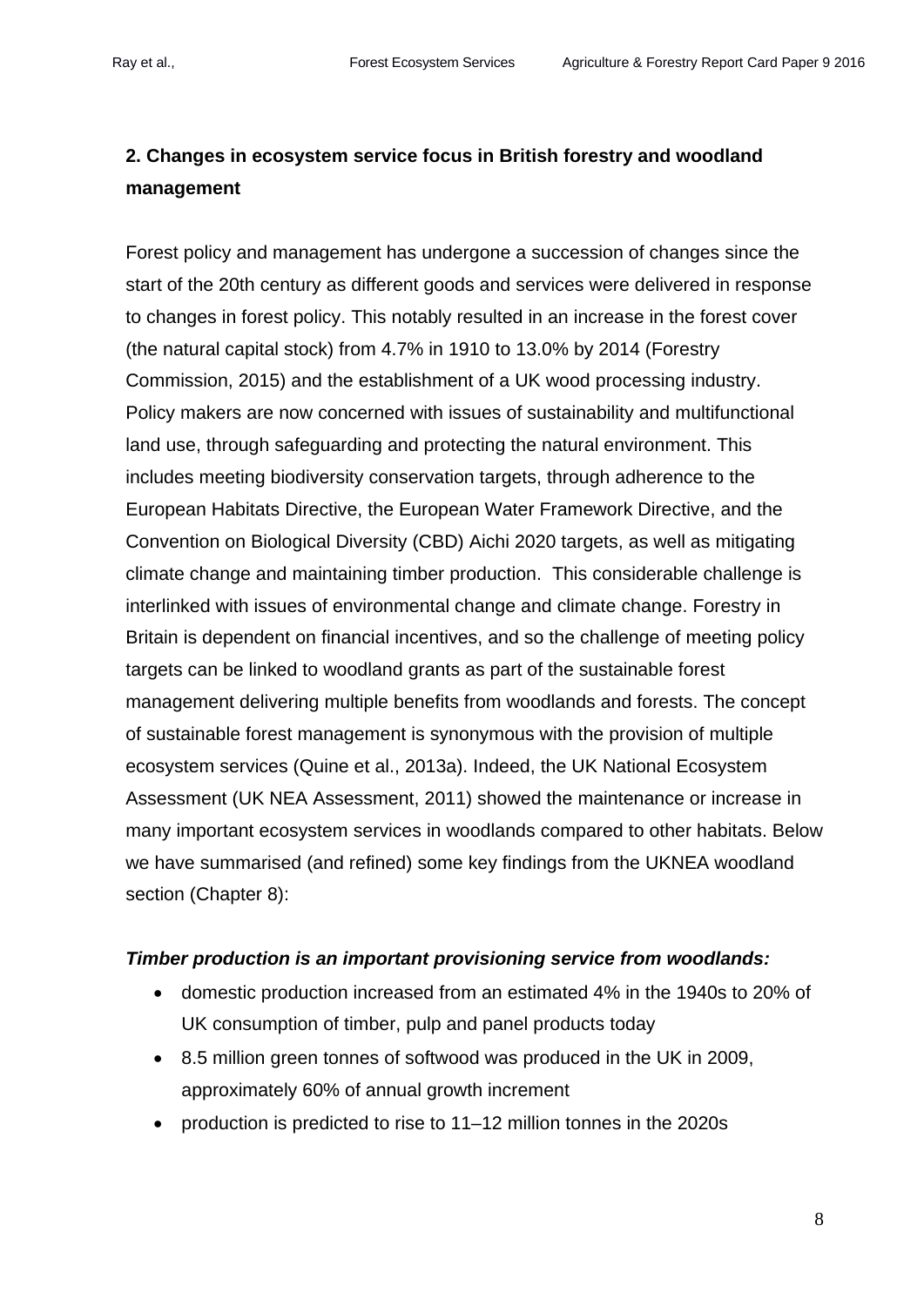## 2. Changes in ecosystem service focus in British forestry and woodland management

Forest policy and management has undergone a succession of changes since the start of the 20th century as different goods and services were delivered in response to changes in forest policy. This notably resulted in an increase in the forest cover (the natural capital stock) from 4.7% in 1910 to 13.0% by 2014 (Forestry Commission, 2015) and the establishment of a UK wood processing industry. Policy makers are now concerned with issues of sustainability and multifunctional land use, through safeguarding and protecting the natural environment. This includes meeting biodiversity conservation targets, through adherence to the European Habitats Directive, the European Water Framework Directive, and the Convention on Biological Diversity (CBD) Aichi 2020 targets, as well as mitigating climate change and maintaining timber production. This considerable challenge is interlinked with issues of environmental change and climate change. Forestry in Britain is dependent on financial incentives, and so the challenge of meeting policy targets can be linked to woodland grants as part of the sustainable forest management delivering multiple benefits from woodlands and forests. The concept of sustainable forest management is synonymous with the provision of multiple ecosystem services (Quine et al., 2013a). Indeed, the UK National Ecosystem Assessment (UK NEA Assessment, 2011) showed the maintenance or increase in many important ecosystem services in woodlands compared to other habitats. Below we have summarised (and refined) some key findings from the UKNEA woodland section (Chapter 8):

***Timber production is an important provisioning service from woodlands:***

- domestic production increased from an estimated 4% in the 1940s to 20% of UK consumption of timber, pulp and panel products today
- 8.5 million green tonnes of softwood was produced in the UK in 2009, approximately 60% of annual growth increment
- production is predicted to rise to 11–12 million tonnes in the 2020s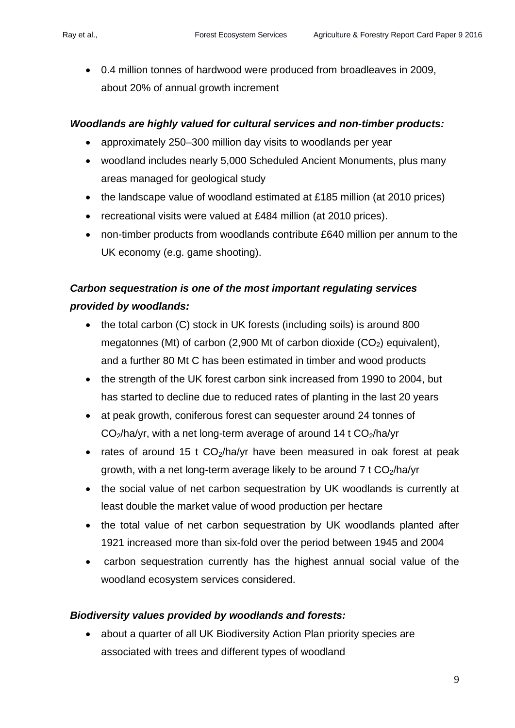- 0.4 million tonnes of hardwood were produced from broadleaves in 2009, about 20% of annual growth increment

***Woodlands are highly valued for cultural services and non-timber products:***

- approximately 250–300 million day visits to woodlands per year
- woodland includes nearly 5,000 Scheduled Ancient Monuments, plus many areas managed for geological study
- the landscape value of woodland estimated at £185 million (at 2010 prices)
- recreational visits were valued at £484 million (at 2010 prices).
- non-timber products from woodlands contribute £640 million per annum to the UK economy (e.g. game shooting).

***Carbon sequestration is one of the most important regulating services provided by woodlands:***

- the total carbon (C) stock in UK forests (including soils) is around 800 megatonnes (Mt) of carbon (2,900 Mt of carbon dioxide ($CO_2$) equivalent), and a further 80 Mt C has been estimated in timber and wood products
- the strength of the UK forest carbon sink increased from 1990 to 2004, but has started to decline due to reduced rates of planting in the last 20 years
- at peak growth, coniferous forest can sequester around 24 tonnes of $CO_2$/ha/yr, with a net long-term average of around 14 t $CO_2$/ha/yr
- rates of around 15 t $CO_2$/ha/yr have been measured in oak forest at peak growth, with a net long-term average likely to be around 7 t $CO_2$/ha/yr
- the social value of net carbon sequestration by UK woodlands is currently at least double the market value of wood production per hectare
- the total value of net carbon sequestration by UK woodlands planted after 1921 increased more than six-fold over the period between 1945 and 2004
- carbon sequestration currently has the highest annual social value of the woodland ecosystem services considered.

***Biodiversity values provided by woodlands and forests:***

- about a quarter of all UK Biodiversity Action Plan priority species are associated with trees and different types of woodland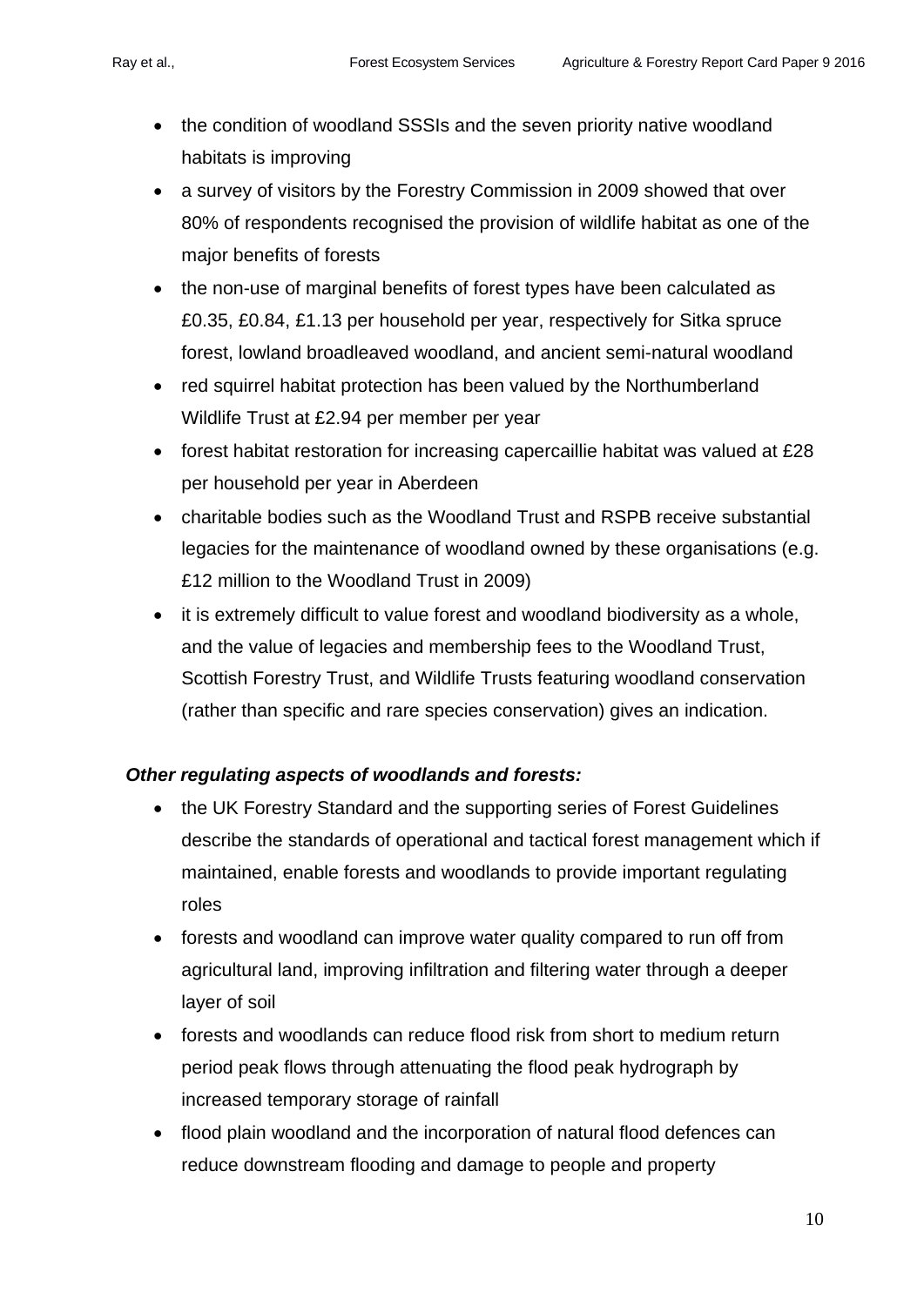- the condition of woodland SSSIs and the seven priority native woodland habitats is improving
- a survey of visitors by the Forestry Commission in 2009 showed that over 80% of respondents recognised the provision of wildlife habitat as one of the major benefits of forests
- the non-use of marginal benefits of forest types have been calculated as £0.35, £0.84, £1.13 per household per year, respectively for Sitka spruce forest, lowland broadleaved woodland, and ancient semi-natural woodland
- red squirrel habitat protection has been valued by the Northumberland Wildlife Trust at £2.94 per member per year
- forest habitat restoration for increasing capercaillie habitat was valued at £28 per household per year in Aberdeen
- charitable bodies such as the Woodland Trust and RSPB receive substantial legacies for the maintenance of woodland owned by these organisations (e.g. £12 million to the Woodland Trust in 2009)
- it is extremely difficult to value forest and woodland biodiversity as a whole, and the value of legacies and membership fees to the Woodland Trust, Scottish Forestry Trust, and Wildlife Trusts featuring woodland conservation (rather than specific and rare species conservation) gives an indication.

***Other regulating aspects of woodlands and forests:***

- the UK Forestry Standard and the supporting series of Forest Guidelines describe the standards of operational and tactical forest management which if maintained, enable forests and woodlands to provide important regulating roles
- forests and woodland can improve water quality compared to run off from agricultural land, improving infiltration and filtering water through a deeper layer of soil
- forests and woodlands can reduce flood risk from short to medium return period peak flows through attenuating the flood peak hydrograph by increased temporary storage of rainfall
- flood plain woodland and the incorporation of natural flood defences can reduce downstream flooding and damage to people and property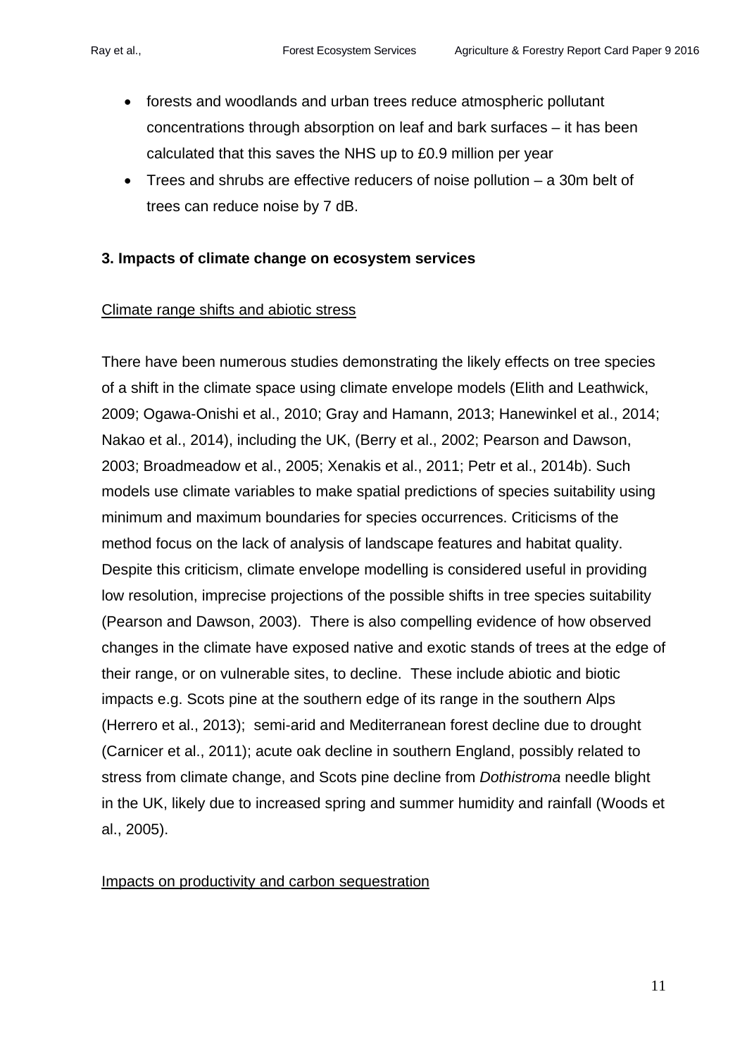- forests and woodlands and urban trees reduce atmospheric pollutant concentrations through absorption on leaf and bark surfaces – it has been calculated that this saves the NHS up to £0.9 million per year
- Trees and shrubs are effective reducers of noise pollution – a 30m belt of trees can reduce noise by 7 dB.

### 3. Impacts of climate change on ecosystem services

<u>Climate range shifts and abiotic stress</u>

There have been numerous studies demonstrating the likely effects on tree species of a shift in the climate space using climate envelope models (Elith and Leathwick, 2009; Ogawa-Onishi et al., 2010; Gray and Hamann, 2013; Hanewinkel et al., 2014; Nakao et al., 2014), including the UK, (Berry et al., 2002; Pearson and Dawson, 2003; Broadmeadow et al., 2005; Xenakis et al., 2011; Petr et al., 2014b). Such models use climate variables to make spatial predictions of species suitability using minimum and maximum boundaries for species occurrences. Criticisms of the method focus on the lack of analysis of landscape features and habitat quality. Despite this criticism, climate envelope modelling is considered useful in providing low resolution, imprecise projections of the possible shifts in tree species suitability (Pearson and Dawson, 2003). There is also compelling evidence of how observed changes in the climate have exposed native and exotic stands of trees at the edge of their range, or on vulnerable sites, to decline. These include abiotic and biotic impacts e.g. Scots pine at the southern edge of its range in the southern Alps (Herrero et al., 2013); semi-arid and Mediterranean forest decline due to drought (Carnicer et al., 2011); acute oak decline in southern England, possibly related to stress from climate change, and Scots pine decline from *Dothistroma* needle blight in the UK, likely due to increased spring and summer humidity and rainfall (Woods et al., 2005).

<u>Impacts on productivity and carbon sequestration</u>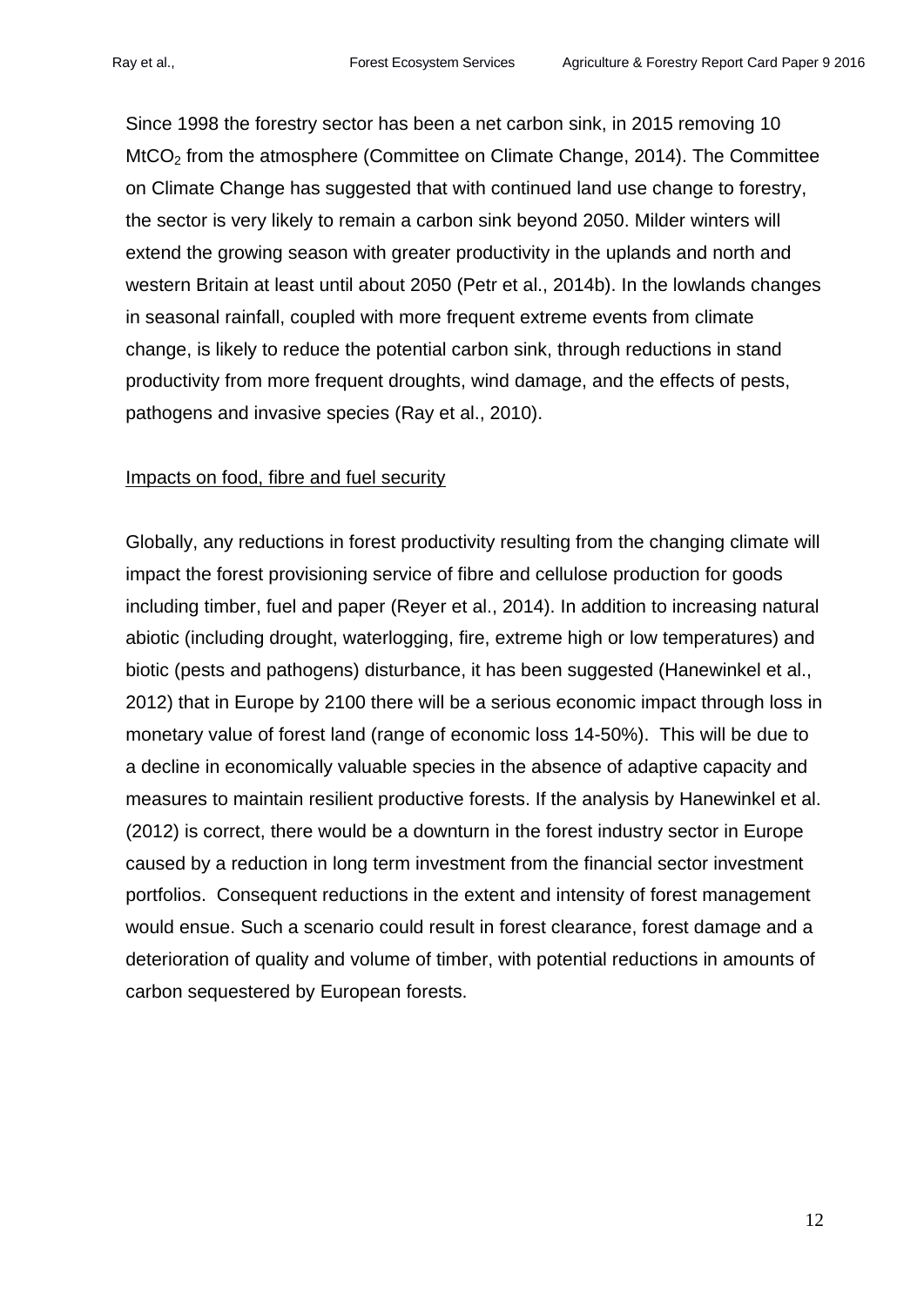Since 1998 the forestry sector has been a net carbon sink, in 2015 removing 10 $MtCO_2$ from the atmosphere (Committee on Climate Change, 2014). The Committee on Climate Change has suggested that with continued land use change to forestry, the sector is very likely to remain a carbon sink beyond 2050. Milder winters will extend the growing season with greater productivity in the uplands and north and western Britain at least until about 2050 (Petr et al., 2014b). In the lowlands changes in seasonal rainfall, coupled with more frequent extreme events from climate change, is likely to reduce the potential carbon sink, through reductions in stand productivity from more frequent droughts, wind damage, and the effects of pests, pathogens and invasive species (Ray et al., 2010).

<u>Impacts on food, fibre and fuel security</u>

Globally, any reductions in forest productivity resulting from the changing climate will impact the forest provisioning service of fibre and cellulose production for goods including timber, fuel and paper (Reyer et al., 2014). In addition to increasing natural abiotic (including drought, waterlogging, fire, extreme high or low temperatures) and biotic (pests and pathogens) disturbance, it has been suggested (Hanewinkel et al., 2012) that in Europe by 2100 there will be a serious economic impact through loss in monetary value of forest land (range of economic loss 14-50%). This will be due to a decline in economically valuable species in the absence of adaptive capacity and measures to maintain resilient productive forests. If the analysis by Hanewinkel et al. (2012) is correct, there would be a downturn in the forest industry sector in Europe caused by a reduction in long term investment from the financial sector investment portfolios. Consequent reductions in the extent and intensity of forest management would ensue. Such a scenario could result in forest clearance, forest damage and a deterioration of quality and volume of timber, with potential reductions in amounts of carbon sequestered by European forests.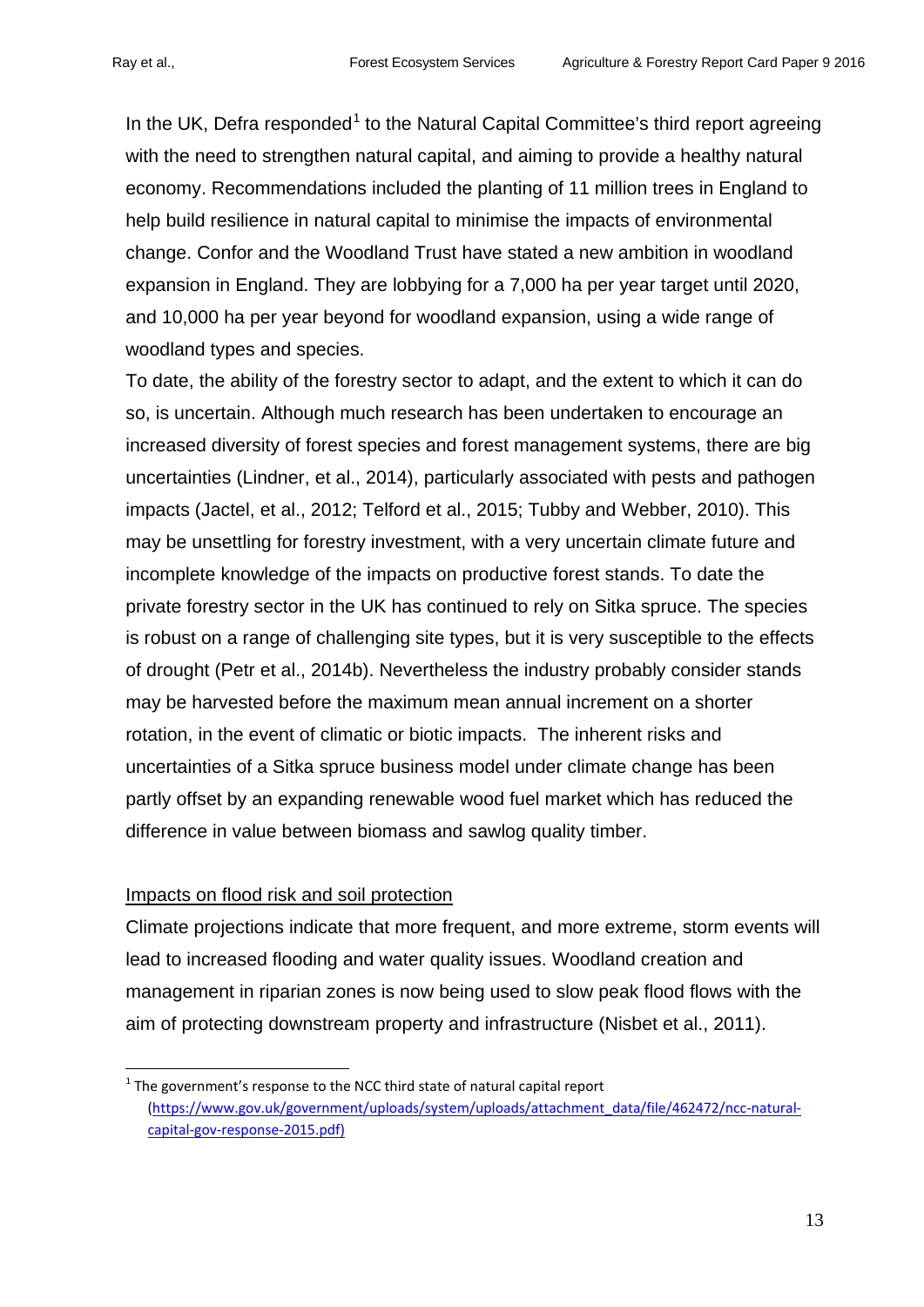In the UK, Defra responded[1] to the Natural Capital Committee's third report agreeing with the need to strengthen natural capital, and aiming to provide a healthy natural economy. Recommendations included the planting of 11 million trees in England to help build resilience in natural capital to minimise the impacts of environmental change. Confor and the Woodland Trust have stated a new ambition in woodland expansion in England. They are lobbying for a 7,000 ha per year target until 2020, and 10,000 ha per year beyond for woodland expansion, using a wide range of woodland types and species.

To date, the ability of the forestry sector to adapt, and the extent to which it can do so, is uncertain. Although much research has been undertaken to encourage an increased diversity of forest species and forest management systems, there are big uncertainties (Lindner, et al., 2014), particularly associated with pests and pathogen impacts (Jactel, et al., 2012; Telford et al., 2015; Tubby and Webber, 2010). This may be unsettling for forestry investment, with a very uncertain climate future and incomplete knowledge of the impacts on productive forest stands. To date the private forestry sector in the UK has continued to rely on Sitka spruce. The species is robust on a range of challenging site types, but it is very susceptible to the effects of drought (Petr et al., 2014b). Nevertheless the industry probably consider stands may be harvested before the maximum mean annual increment on a shorter rotation, in the event of climatic or biotic impacts. The inherent risks and uncertainties of a Sitka spruce business model under climate change has been partly offset by an expanding renewable wood fuel market which has reduced the difference in value between biomass and sawlog quality timber.

## Impacts on flood risk and soil protection

Climate projections indicate that more frequent, and more extreme, storm events will lead to increased flooding and water quality issues. Woodland creation and management in riparian zones is now being used to slow peak flood flows with the aim of protecting downstream property and infrastructure (Nisbet et al., 2011).

---

[1] The government's response to the NCC third state of natural capital report (https://www.gov.uk/government/uploads/system/uploads/attachment_data/file/462472/ncc-natural-capital-gov-response-2015.pdf)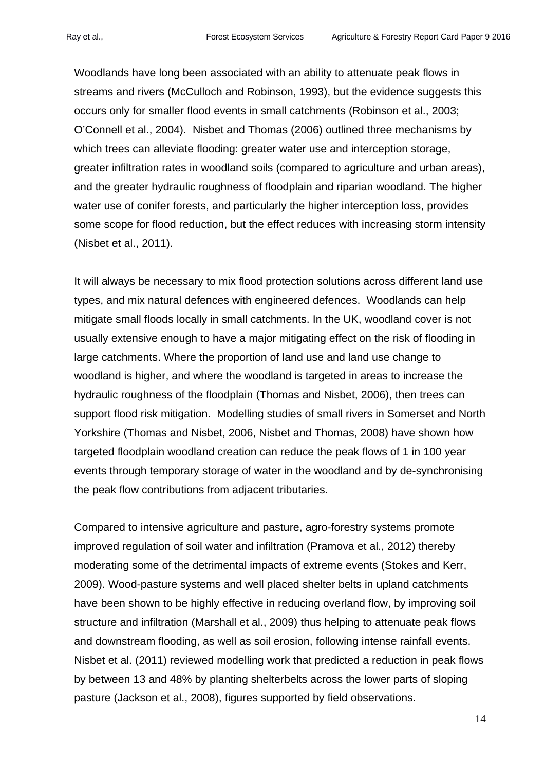Woodlands have long been associated with an ability to attenuate peak flows in streams and rivers (McCulloch and Robinson, 1993), but the evidence suggests this occurs only for smaller flood events in small catchments (Robinson et al., 2003; O'Connell et al., 2004). Nisbet and Thomas (2006) outlined three mechanisms by which trees can alleviate flooding: greater water use and interception storage, greater infiltration rates in woodland soils (compared to agriculture and urban areas), and the greater hydraulic roughness of floodplain and riparian woodland. The higher water use of conifer forests, and particularly the higher interception loss, provides some scope for flood reduction, but the effect reduces with increasing storm intensity (Nisbet et al., 2011).

It will always be necessary to mix flood protection solutions across different land use types, and mix natural defences with engineered defences. Woodlands can help mitigate small floods locally in small catchments. In the UK, woodland cover is not usually extensive enough to have a major mitigating effect on the risk of flooding in large catchments. Where the proportion of land use and land use change to woodland is higher, and where the woodland is targeted in areas to increase the hydraulic roughness of the floodplain (Thomas and Nisbet, 2006), then trees can support flood risk mitigation. Modelling studies of small rivers in Somerset and North Yorkshire (Thomas and Nisbet, 2006, Nisbet and Thomas, 2008) have shown how targeted floodplain woodland creation can reduce the peak flows of 1 in 100 year events through temporary storage of water in the woodland and by de-synchronising the peak flow contributions from adjacent tributaries.

Compared to intensive agriculture and pasture, agro-forestry systems promote improved regulation of soil water and infiltration (Pramova et al., 2012) thereby moderating some of the detrimental impacts of extreme events (Stokes and Kerr, 2009). Wood-pasture systems and well placed shelter belts in upland catchments have been shown to be highly effective in reducing overland flow, by improving soil structure and infiltration (Marshall et al., 2009) thus helping to attenuate peak flows and downstream flooding, as well as soil erosion, following intense rainfall events. Nisbet et al. (2011) reviewed modelling work that predicted a reduction in peak flows by between 13 and 48% by planting shelterbelts across the lower parts of sloping pasture (Jackson et al., 2008), figures supported by field observations.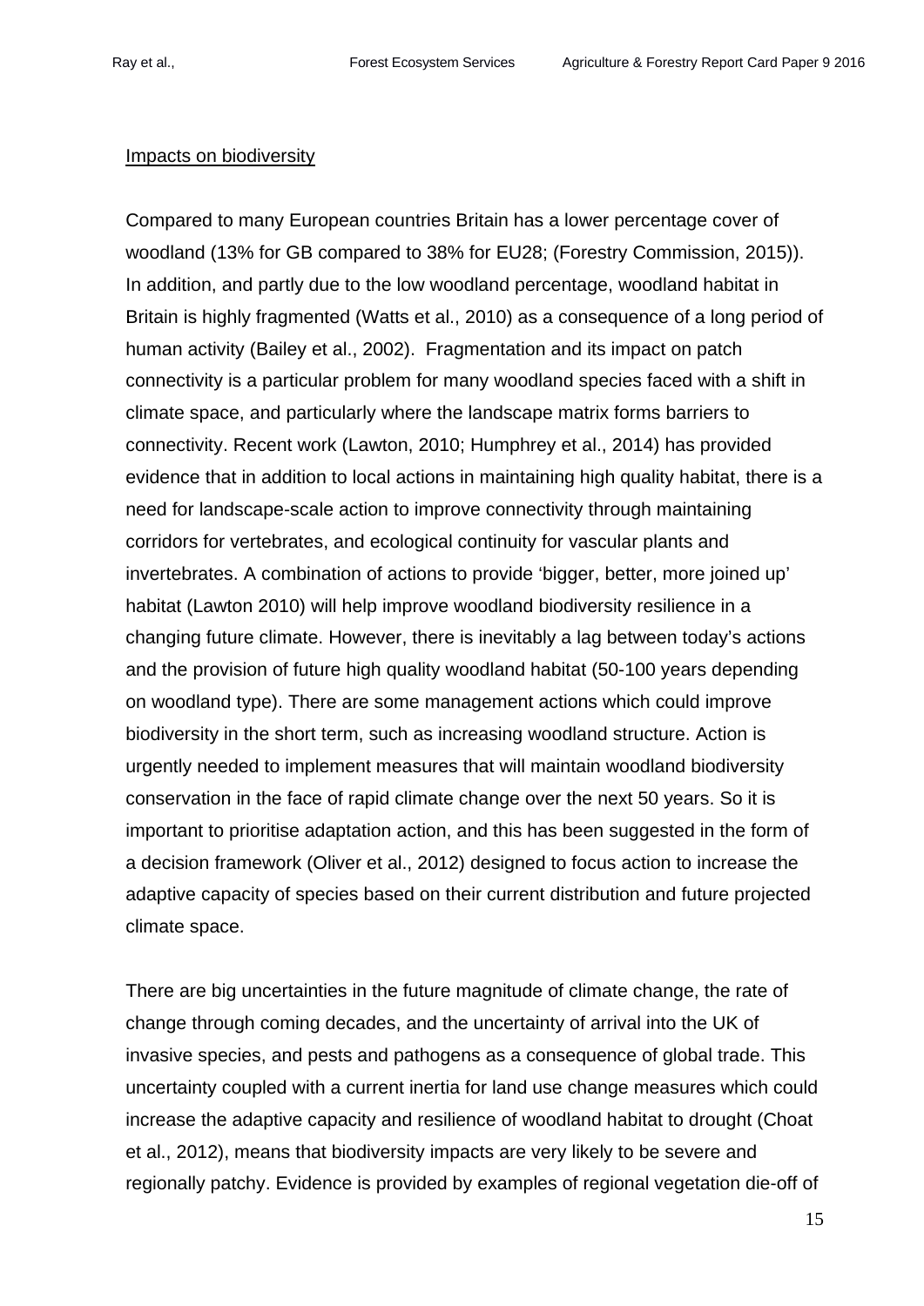Impacts on biodiversity

Compared to many European countries Britain has a lower percentage cover of woodland (13% for GB compared to 38% for EU28; (Forestry Commission, 2015)). In addition, and partly due to the low woodland percentage, woodland habitat in Britain is highly fragmented (Watts et al., 2010) as a consequence of a long period of human activity (Bailey et al., 2002). Fragmentation and its impact on patch connectivity is a particular problem for many woodland species faced with a shift in climate space, and particularly where the landscape matrix forms barriers to connectivity. Recent work (Lawton, 2010; Humphrey et al., 2014) has provided evidence that in addition to local actions in maintaining high quality habitat, there is a need for landscape-scale action to improve connectivity through maintaining corridors for vertebrates, and ecological continuity for vascular plants and invertebrates. A combination of actions to provide 'bigger, better, more joined up' habitat (Lawton 2010) will help improve woodland biodiversity resilience in a changing future climate. However, there is inevitably a lag between today's actions and the provision of future high quality woodland habitat (50-100 years depending on woodland type). There are some management actions which could improve biodiversity in the short term, such as increasing woodland structure. Action is urgently needed to implement measures that will maintain woodland biodiversity conservation in the face of rapid climate change over the next 50 years. So it is important to prioritise adaptation action, and this has been suggested in the form of a decision framework (Oliver et al., 2012) designed to focus action to increase the adaptive capacity of species based on their current distribution and future projected climate space.

There are big uncertainties in the future magnitude of climate change, the rate of change through coming decades, and the uncertainty of arrival into the UK of invasive species, and pests and pathogens as a consequence of global trade. This uncertainty coupled with a current inertia for land use change measures which could increase the adaptive capacity and resilience of woodland habitat to drought (Choat et al., 2012), means that biodiversity impacts are very likely to be severe and regionally patchy. Evidence is provided by examples of regional vegetation die-off of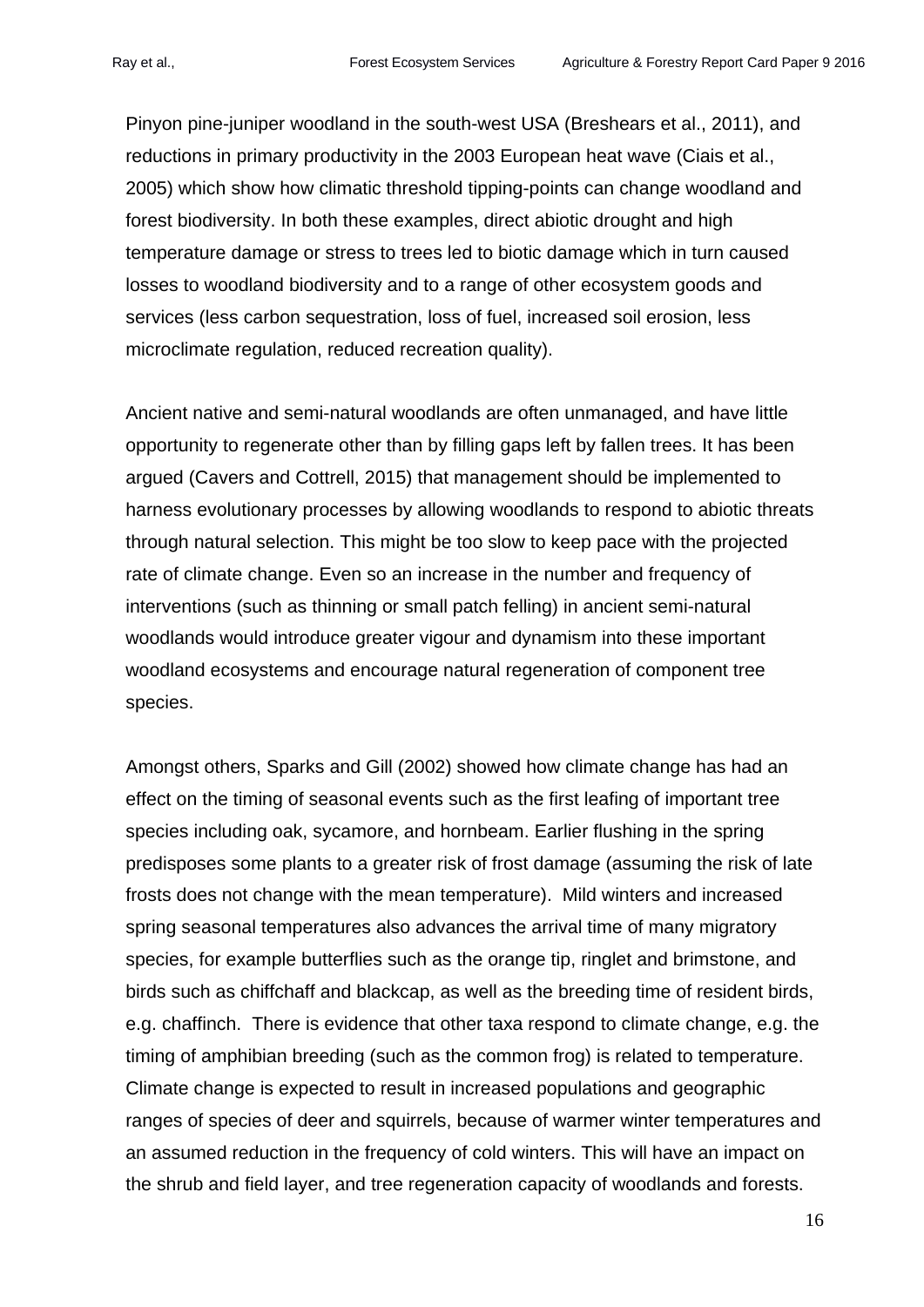Pinyon pine-juniper woodland in the south-west USA (Breshears et al., 2011), and reductions in primary productivity in the 2003 European heat wave (Ciais et al., 2005) which show how climatic threshold tipping-points can change woodland and forest biodiversity. In both these examples, direct abiotic drought and high temperature damage or stress to trees led to biotic damage which in turn caused losses to woodland biodiversity and to a range of other ecosystem goods and services (less carbon sequestration, loss of fuel, increased soil erosion, less microclimate regulation, reduced recreation quality).

Ancient native and semi-natural woodlands are often unmanaged, and have little opportunity to regenerate other than by filling gaps left by fallen trees. It has been argued (Cavers and Cottrell, 2015) that management should be implemented to harness evolutionary processes by allowing woodlands to respond to abiotic threats through natural selection. This might be too slow to keep pace with the projected rate of climate change. Even so an increase in the number and frequency of interventions (such as thinning or small patch felling) in ancient semi-natural woodlands would introduce greater vigour and dynamism into these important woodland ecosystems and encourage natural regeneration of component tree species.

Amongst others, Sparks and Gill (2002) showed how climate change has had an effect on the timing of seasonal events such as the first leafing of important tree species including oak, sycamore, and hornbeam. Earlier flushing in the spring predisposes some plants to a greater risk of frost damage (assuming the risk of late frosts does not change with the mean temperature). Mild winters and increased spring seasonal temperatures also advances the arrival time of many migratory species, for example butterflies such as the orange tip, ringlet and brimstone, and birds such as chiffchaff and blackcap, as well as the breeding time of resident birds, e.g. chaffinch. There is evidence that other taxa respond to climate change, e.g. the timing of amphibian breeding (such as the common frog) is related to temperature. Climate change is expected to result in increased populations and geographic ranges of species of deer and squirrels, because of warmer winter temperatures and an assumed reduction in the frequency of cold winters. This will have an impact on the shrub and field layer, and tree regeneration capacity of woodlands and forests.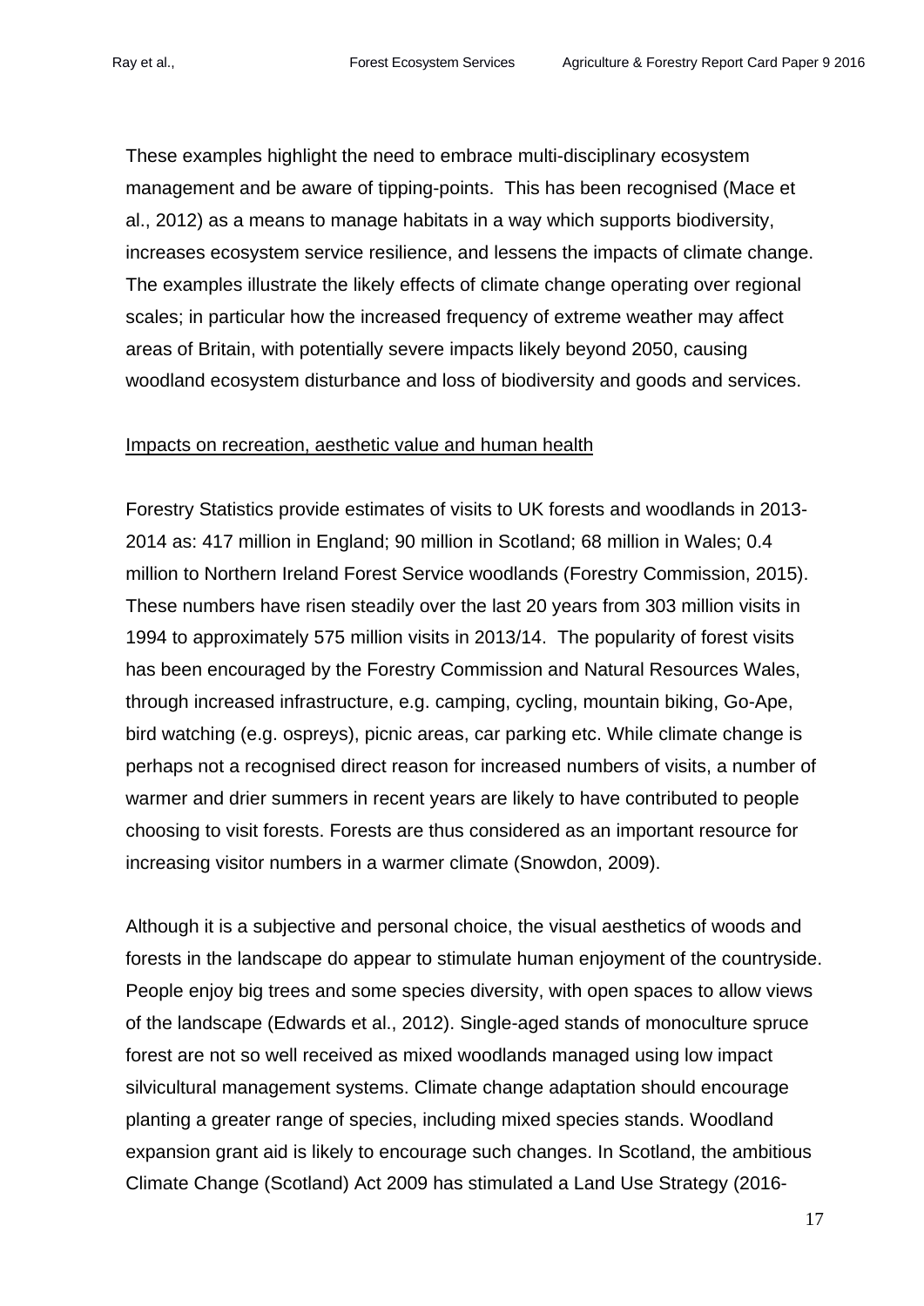These examples highlight the need to embrace multi-disciplinary ecosystem management and be aware of tipping-points. This has been recognised (Mace et al., 2012) as a means to manage habitats in a way which supports biodiversity, increases ecosystem service resilience, and lessens the impacts of climate change. The examples illustrate the likely effects of climate change operating over regional scales; in particular how the increased frequency of extreme weather may affect areas of Britain, with potentially severe impacts likely beyond 2050, causing woodland ecosystem disturbance and loss of biodiversity and goods and services.

<u>Impacts on recreation, aesthetic value and human health</u>

Forestry Statistics provide estimates of visits to UK forests and woodlands in 2013-2014 as: 417 million in England; 90 million in Scotland; 68 million in Wales; 0.4 million to Northern Ireland Forest Service woodlands (Forestry Commission, 2015). These numbers have risen steadily over the last 20 years from 303 million visits in 1994 to approximately 575 million visits in 2013/14. The popularity of forest visits has been encouraged by the Forestry Commission and Natural Resources Wales, through increased infrastructure, e.g. camping, cycling, mountain biking, Go-Ape, bird watching (e.g. ospreys), picnic areas, car parking etc. While climate change is perhaps not a recognised direct reason for increased numbers of visits, a number of warmer and drier summers in recent years are likely to have contributed to people choosing to visit forests. Forests are thus considered as an important resource for increasing visitor numbers in a warmer climate (Snowdon, 2009).

Although it is a subjective and personal choice, the visual aesthetics of woods and forests in the landscape do appear to stimulate human enjoyment of the countryside. People enjoy big trees and some species diversity, with open spaces to allow views of the landscape (Edwards et al., 2012). Single-aged stands of monoculture spruce forest are not so well received as mixed woodlands managed using low impact silvicultural management systems. Climate change adaptation should encourage planting a greater range of species, including mixed species stands. Woodland expansion grant aid is likely to encourage such changes. In Scotland, the ambitious Climate Change (Scotland) Act 2009 has stimulated a Land Use Strategy (2016-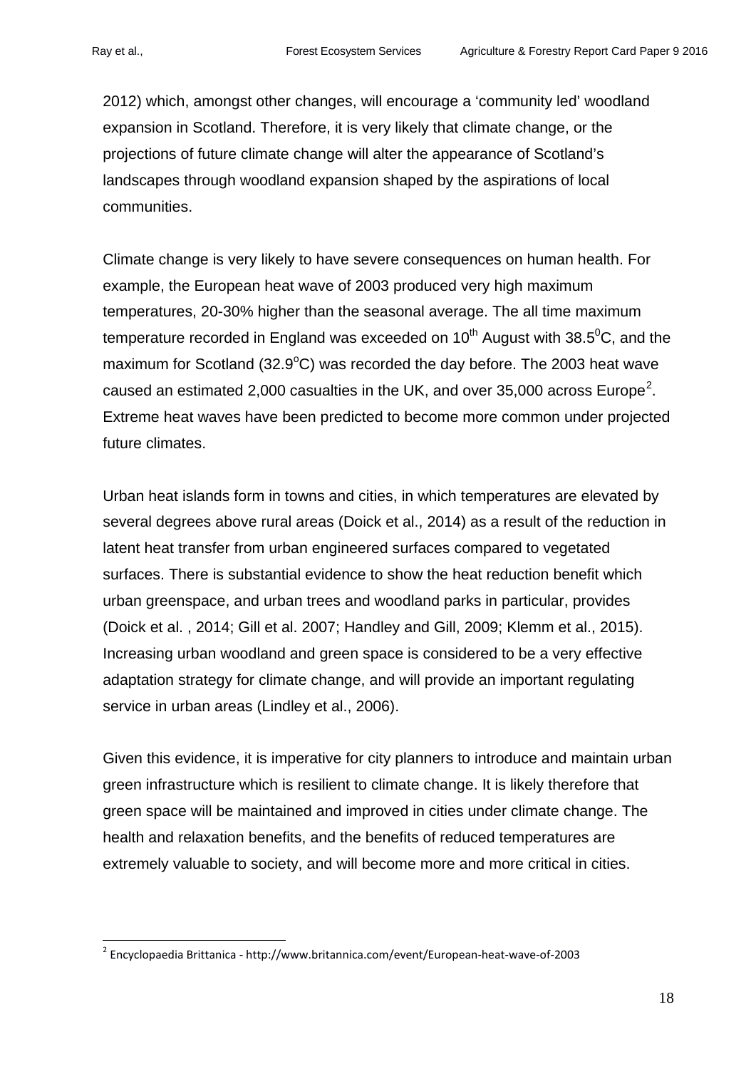2012) which, amongst other changes, will encourage a ‘community led’ woodland expansion in Scotland. Therefore, it is very likely that climate change, or the projections of future climate change will alter the appearance of Scotland’s landscapes through woodland expansion shaped by the aspirations of local communities.

Climate change is very likely to have severe consequences on human health. For example, the European heat wave of 2003 produced very high maximum temperatures, 20-30% higher than the seasonal average. The all time maximum temperature recorded in England was exceeded on $10^{th}$ August with $38.5^{0}$C, and the maximum for Scotland ($32.9^{o}$C) was recorded the day before. The 2003 heat wave caused an estimated 2,000 casualties in the UK, and over 35,000 across Europe[2]. Extreme heat waves have been predicted to become more common under projected future climates.

Urban heat islands form in towns and cities, in which temperatures are elevated by several degrees above rural areas (Doick et al., 2014) as a result of the reduction in latent heat transfer from urban engineered surfaces compared to vegetated surfaces. There is substantial evidence to show the heat reduction benefit which urban greenspace, and urban trees and woodland parks in particular, provides (Doick et al. , 2014; Gill et al. 2007; Handley and Gill, 2009; Klemm et al., 2015). Increasing urban woodland and green space is considered to be a very effective adaptation strategy for climate change, and will provide an important regulating service in urban areas (Lindley et al., 2006).

Given this evidence, it is imperative for city planners to introduce and maintain urban green infrastructure which is resilient to climate change. It is likely therefore that green space will be maintained and improved in cities under climate change. The health and relaxation benefits, and the benefits of reduced temperatures are extremely valuable to society, and will become more and more critical in cities.

[2] Encyclopaedia Brittanica - http://www.britannica.com/event/European-heat-wave-of-2003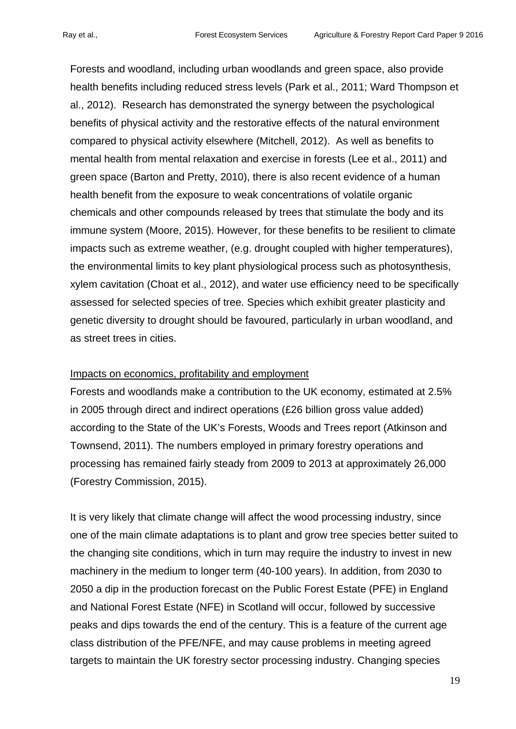Forests and woodland, including urban woodlands and green space, also provide health benefits including reduced stress levels (Park et al., 2011; Ward Thompson et al., 2012). Research has demonstrated the synergy between the psychological benefits of physical activity and the restorative effects of the natural environment compared to physical activity elsewhere (Mitchell, 2012). As well as benefits to mental health from mental relaxation and exercise in forests (Lee et al., 2011) and green space (Barton and Pretty, 2010), there is also recent evidence of a human health benefit from the exposure to weak concentrations of volatile organic chemicals and other compounds released by trees that stimulate the body and its immune system (Moore, 2015). However, for these benefits to be resilient to climate impacts such as extreme weather, (e.g. drought coupled with higher temperatures), the environmental limits to key plant physiological process such as photosynthesis, xylem cavitation (Choat et al., 2012), and water use efficiency need to be specifically assessed for selected species of tree. Species which exhibit greater plasticity and genetic diversity to drought should be favoured, particularly in urban woodland, and as street trees in cities.

Impacts on economics, profitability and employment

Forests and woodlands make a contribution to the UK economy, estimated at 2.5% in 2005 through direct and indirect operations (£26 billion gross value added) according to the State of the UK's Forests, Woods and Trees report (Atkinson and Townsend, 2011). The numbers employed in primary forestry operations and processing has remained fairly steady from 2009 to 2013 at approximately 26,000 (Forestry Commission, 2015).

It is very likely that climate change will affect the wood processing industry, since one of the main climate adaptations is to plant and grow tree species better suited to the changing site conditions, which in turn may require the industry to invest in new machinery in the medium to longer term (40-100 years). In addition, from 2030 to 2050 a dip in the production forecast on the Public Forest Estate (PFE) in England and National Forest Estate (NFE) in Scotland will occur, followed by successive peaks and dips towards the end of the century. This is a feature of the current age class distribution of the PFE/NFE, and may cause problems in meeting agreed targets to maintain the UK forestry sector processing industry. Changing species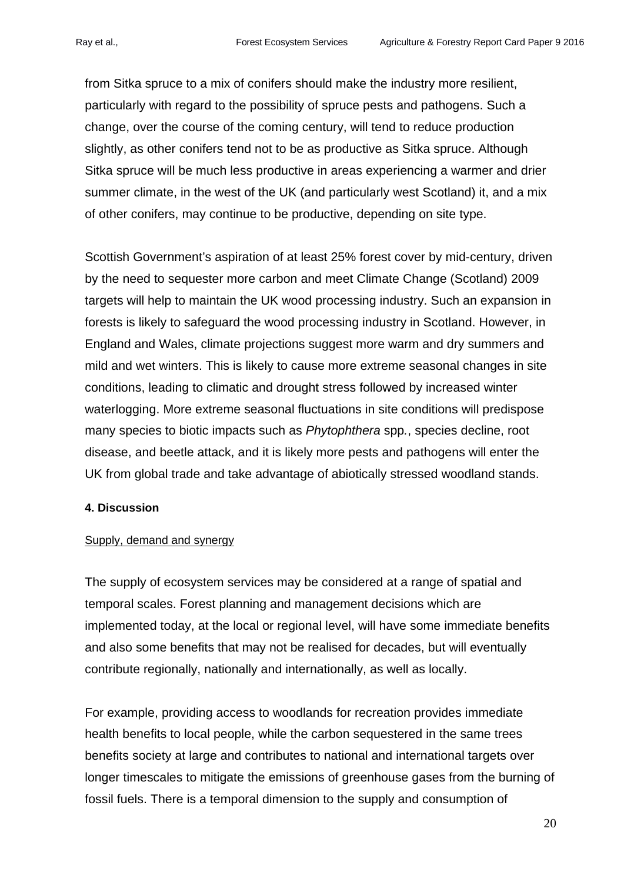from Sitka spruce to a mix of conifers should make the industry more resilient, particularly with regard to the possibility of spruce pests and pathogens. Such a change, over the course of the coming century, will tend to reduce production slightly, as other conifers tend not to be as productive as Sitka spruce. Although Sitka spruce will be much less productive in areas experiencing a warmer and drier summer climate, in the west of the UK (and particularly west Scotland) it, and a mix of other conifers, may continue to be productive, depending on site type.

Scottish Government's aspiration of at least 25% forest cover by mid-century, driven by the need to sequester more carbon and meet Climate Change (Scotland) 2009 targets will help to maintain the UK wood processing industry. Such an expansion in forests is likely to safeguard the wood processing industry in Scotland. However, in England and Wales, climate projections suggest more warm and dry summers and mild and wet winters. This is likely to cause more extreme seasonal changes in site conditions, leading to climatic and drought stress followed by increased winter waterlogging. More extreme seasonal fluctuations in site conditions will predispose many species to biotic impacts such as *Phytophthera* spp., species decline, root disease, and beetle attack, and it is likely more pests and pathogens will enter the UK from global trade and take advantage of abiotically stressed woodland stands.

**4. Discussion**

<u>Supply, demand and synergy</u>

The supply of ecosystem services may be considered at a range of spatial and temporal scales. Forest planning and management decisions which are implemented today, at the local or regional level, will have some immediate benefits and also some benefits that may not be realised for decades, but will eventually contribute regionally, nationally and internationally, as well as locally.

For example, providing access to woodlands for recreation provides immediate health benefits to local people, while the carbon sequestered in the same trees benefits society at large and contributes to national and international targets over longer timescales to mitigate the emissions of greenhouse gases from the burning of fossil fuels. There is a temporal dimension to the supply and consumption of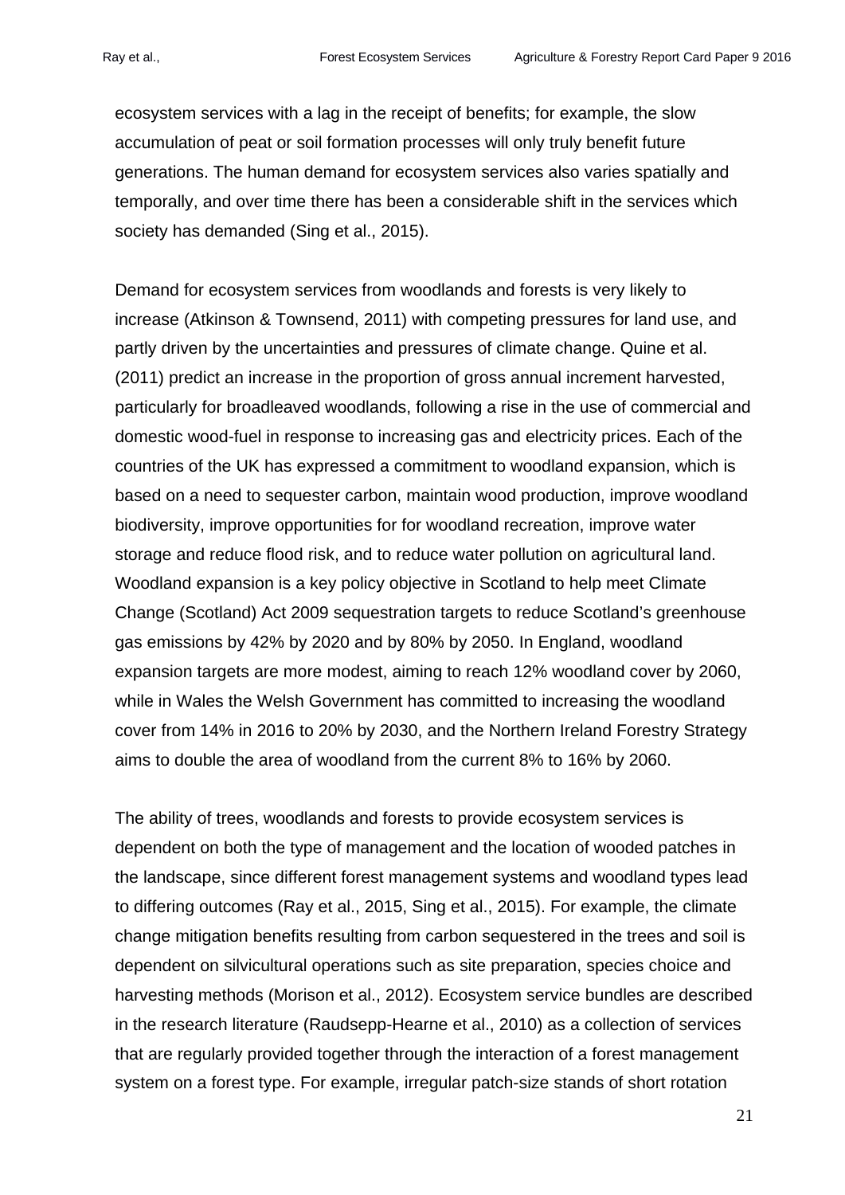ecosystem services with a lag in the receipt of benefits; for example, the slow accumulation of peat or soil formation processes will only truly benefit future generations. The human demand for ecosystem services also varies spatially and temporally, and over time there has been a considerable shift in the services which society has demanded (Sing et al., 2015).

Demand for ecosystem services from woodlands and forests is very likely to increase (Atkinson & Townsend, 2011) with competing pressures for land use, and partly driven by the uncertainties and pressures of climate change. Quine et al. (2011) predict an increase in the proportion of gross annual increment harvested, particularly for broadleaved woodlands, following a rise in the use of commercial and domestic wood-fuel in response to increasing gas and electricity prices. Each of the countries of the UK has expressed a commitment to woodland expansion, which is based on a need to sequester carbon, maintain wood production, improve woodland biodiversity, improve opportunities for for woodland recreation, improve water storage and reduce flood risk, and to reduce water pollution on agricultural land. Woodland expansion is a key policy objective in Scotland to help meet Climate Change (Scotland) Act 2009 sequestration targets to reduce Scotland's greenhouse gas emissions by 42% by 2020 and by 80% by 2050. In England, woodland expansion targets are more modest, aiming to reach 12% woodland cover by 2060, while in Wales the Welsh Government has committed to increasing the woodland cover from 14% in 2016 to 20% by 2030, and the Northern Ireland Forestry Strategy aims to double the area of woodland from the current 8% to 16% by 2060.

The ability of trees, woodlands and forests to provide ecosystem services is dependent on both the type of management and the location of wooded patches in the landscape, since different forest management systems and woodland types lead to differing outcomes (Ray et al., 2015, Sing et al., 2015). For example, the climate change mitigation benefits resulting from carbon sequestered in the trees and soil is dependent on silvicultural operations such as site preparation, species choice and harvesting methods (Morison et al., 2012). Ecosystem service bundles are described in the research literature (Raudsepp-Hearne et al., 2010) as a collection of services that are regularly provided together through the interaction of a forest management system on a forest type. For example, irregular patch-size stands of short rotation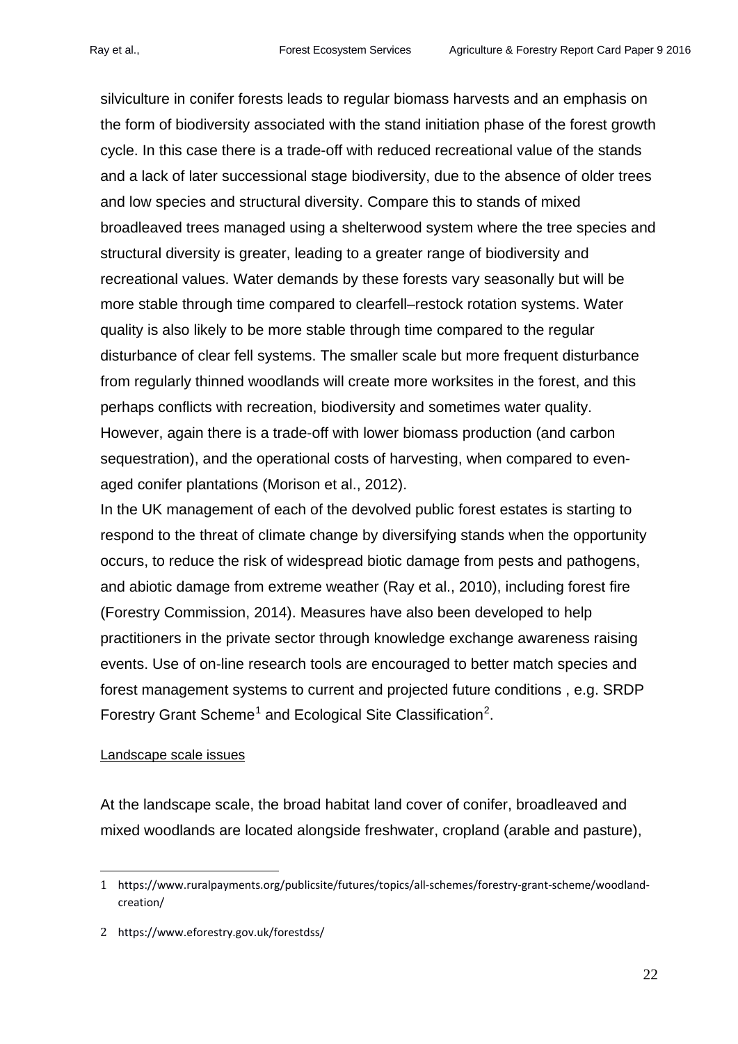silviculture in conifer forests leads to regular biomass harvests and an emphasis on the form of biodiversity associated with the stand initiation phase of the forest growth cycle. In this case there is a trade-off with reduced recreational value of the stands and a lack of later successional stage biodiversity, due to the absence of older trees and low species and structural diversity. Compare this to stands of mixed broadleaved trees managed using a shelterwood system where the tree species and structural diversity is greater, leading to a greater range of biodiversity and recreational values. Water demands by these forests vary seasonally but will be more stable through time compared to clearfell–restock rotation systems. Water quality is also likely to be more stable through time compared to the regular disturbance of clear fell systems. The smaller scale but more frequent disturbance from regularly thinned woodlands will create more worksites in the forest, and this perhaps conflicts with recreation, biodiversity and sometimes water quality. However, again there is a trade-off with lower biomass production (and carbon sequestration), and the operational costs of harvesting, when compared to even-aged conifer plantations (Morison et al., 2012).

In the UK management of each of the devolved public forest estates is starting to respond to the threat of climate change by diversifying stands when the opportunity occurs, to reduce the risk of widespread biotic damage from pests and pathogens, and abiotic damage from extreme weather (Ray et al., 2010), including forest fire (Forestry Commission, 2014). Measures have also been developed to help practitioners in the private sector through knowledge exchange awareness raising events. Use of on-line research tools are encouraged to better match species and forest management systems to current and projected future conditions , e.g. SRDP Forestry Grant Scheme[1] and Ecological Site Classification[2].

Landscape scale issues

At the landscape scale, the broad habitat land cover of conifer, broadleaved and mixed woodlands are located alongside freshwater, cropland (arable and pasture),

1 https://www.ruralpayments.org/publicsite/futures/topics/all-schemes/forestry-grant-scheme/woodland-creation/

2 https://www.eforestry.gov.uk/forestdss/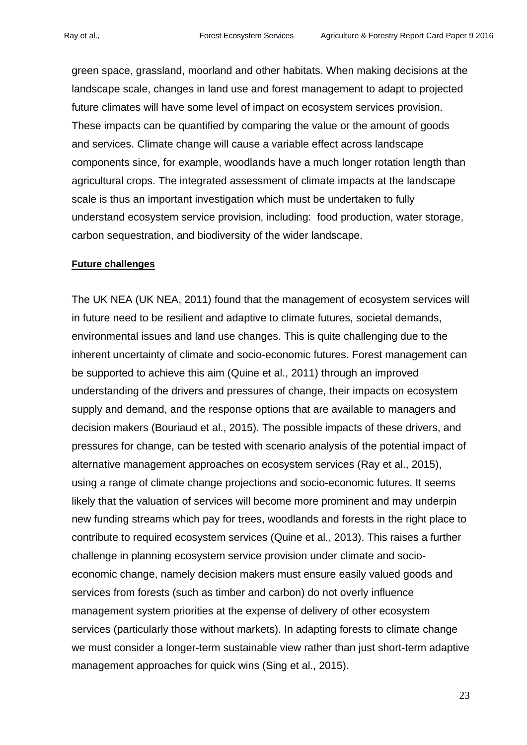green space, grassland, moorland and other habitats. When making decisions at the landscape scale, changes in land use and forest management to adapt to projected future climates will have some level of impact on ecosystem services provision. These impacts can be quantified by comparing the value or the amount of goods and services. Climate change will cause a variable effect across landscape components since, for example, woodlands have a much longer rotation length than agricultural crops. The integrated assessment of climate impacts at the landscape scale is thus an important investigation which must be undertaken to fully understand ecosystem service provision, including: food production, water storage, carbon sequestration, and biodiversity of the wider landscape.

**Future challenges**

The UK NEA (UK NEA, 2011) found that the management of ecosystem services will in future need to be resilient and adaptive to climate futures, societal demands, environmental issues and land use changes. This is quite challenging due to the inherent uncertainty of climate and socio-economic futures. Forest management can be supported to achieve this aim (Quine et al., 2011) through an improved understanding of the drivers and pressures of change, their impacts on ecosystem supply and demand, and the response options that are available to managers and decision makers (Bouriaud et al., 2015). The possible impacts of these drivers, and pressures for change, can be tested with scenario analysis of the potential impact of alternative management approaches on ecosystem services (Ray et al., 2015), using a range of climate change projections and socio-economic futures. It seems likely that the valuation of services will become more prominent and may underpin new funding streams which pay for trees, woodlands and forests in the right place to contribute to required ecosystem services (Quine et al., 2013). This raises a further challenge in planning ecosystem service provision under climate and socio-economic change, namely decision makers must ensure easily valued goods and services from forests (such as timber and carbon) do not overly influence management system priorities at the expense of delivery of other ecosystem services (particularly those without markets). In adapting forests to climate change we must consider a longer-term sustainable view rather than just short-term adaptive management approaches for quick wins (Sing et al., 2015).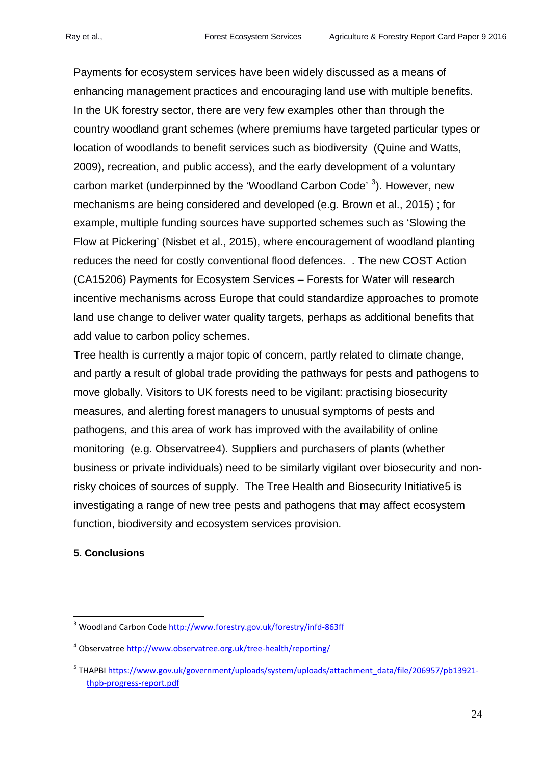Payments for ecosystem services have been widely discussed as a means of enhancing management practices and encouraging land use with multiple benefits. In the UK forestry sector, there are very few examples other than through the country woodland grant schemes (where premiums have targeted particular types or location of woodlands to benefit services such as biodiversity  (Quine and Watts, 2009), recreation, and public access), and the early development of a voluntary carbon market (underpinned by the 'Woodland Carbon Code' [3]). However, new mechanisms are being considered and developed (e.g. Brown et al., 2015) ; for example, multiple funding sources have supported schemes such as 'Slowing the Flow at Pickering' (Nisbet et al., 2015), where encouragement of woodland planting reduces the need for costly conventional flood defences.  . The new COST Action (CA15206) Payments for Ecosystem Services – Forests for Water will research incentive mechanisms across Europe that could standardize approaches to promote land use change to deliver water quality targets, perhaps as additional benefits that add value to carbon policy schemes.

Tree health is currently a major topic of concern, partly related to climate change, and partly a result of global trade providing the pathways for pests and pathogens to move globally. Visitors to UK forests need to be vigilant: practising biosecurity measures, and alerting forest managers to unusual symptoms of pests and pathogens, and this area of work has improved with the availability of online monitoring  (e.g. Observatree4). Suppliers and purchasers of plants (whether business or private individuals) need to be similarly vigilant over biosecurity and non-risky choices of sources of supply.  The Tree Health and Biosecurity Initiative5 is investigating a range of new tree pests and pathogens that may affect ecosystem function, biodiversity and ecosystem services provision.

**5. Conclusions**

---

[3] Woodland Carbon Code http://www.forestry.gov.uk/forestry/infd-863ff

[4] Observatree http://www.observatree.org.uk/tree-health/reporting/

[5] THAPBI https://www.gov.uk/government/uploads/system/uploads/attachment_data/file/206957/pb13921-thpb-progress-report.pdf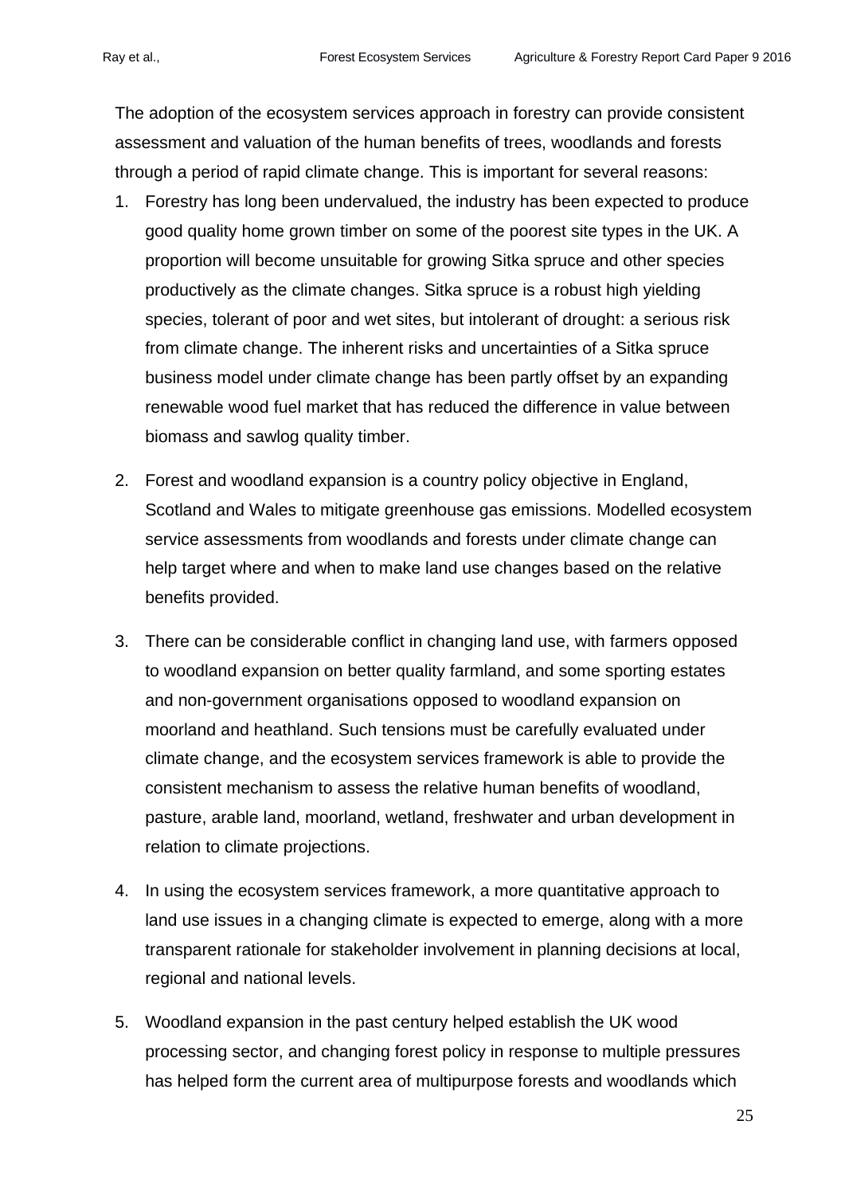The adoption of the ecosystem services approach in forestry can provide consistent assessment and valuation of the human benefits of trees, woodlands and forests through a period of rapid climate change. This is important for several reasons:

1. Forestry has long been undervalued, the industry has been expected to produce good quality home grown timber on some of the poorest site types in the UK. A proportion will become unsuitable for growing Sitka spruce and other species productively as the climate changes. Sitka spruce is a robust high yielding species, tolerant of poor and wet sites, but intolerant of drought: a serious risk from climate change. The inherent risks and uncertainties of a Sitka spruce business model under climate change has been partly offset by an expanding renewable wood fuel market that has reduced the difference in value between biomass and sawlog quality timber.

2. Forest and woodland expansion is a country policy objective in England, Scotland and Wales to mitigate greenhouse gas emissions. Modelled ecosystem service assessments from woodlands and forests under climate change can help target where and when to make land use changes based on the relative benefits provided.

3. There can be considerable conflict in changing land use, with farmers opposed to woodland expansion on better quality farmland, and some sporting estates and non-government organisations opposed to woodland expansion on moorland and heathland. Such tensions must be carefully evaluated under climate change, and the ecosystem services framework is able to provide the consistent mechanism to assess the relative human benefits of woodland, pasture, arable land, moorland, wetland, freshwater and urban development in relation to climate projections.

4. In using the ecosystem services framework, a more quantitative approach to land use issues in a changing climate is expected to emerge, along with a more transparent rationale for stakeholder involvement in planning decisions at local, regional and national levels.

5. Woodland expansion in the past century helped establish the UK wood processing sector, and changing forest policy in response to multiple pressures has helped form the current area of multipurpose forests and woodlands which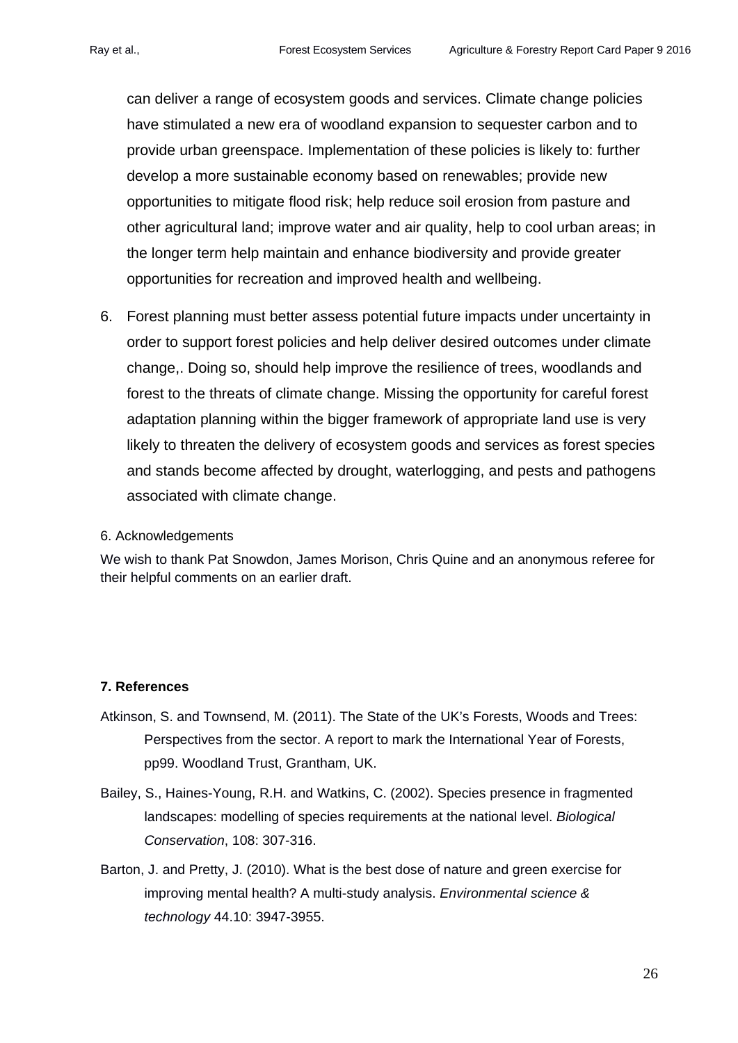can deliver a range of ecosystem goods and services. Climate change policies have stimulated a new era of woodland expansion to sequester carbon and to provide urban greenspace. Implementation of these policies is likely to: further develop a more sustainable economy based on renewables; provide new opportunities to mitigate flood risk; help reduce soil erosion from pasture and other agricultural land; improve water and air quality, help to cool urban areas; in the longer term help maintain and enhance biodiversity and provide greater opportunities for recreation and improved health and wellbeing.

6. Forest planning must better assess potential future impacts under uncertainty in order to support forest policies and help deliver desired outcomes under climate change,. Doing so, should help improve the resilience of trees, woodlands and forest to the threats of climate change. Missing the opportunity for careful forest adaptation planning within the bigger framework of appropriate land use is very likely to threaten the delivery of ecosystem goods and services as forest species and stands become affected by drought, waterlogging, and pests and pathogens associated with climate change.

6. Acknowledgements

We wish to thank Pat Snowdon, James Morison, Chris Quine and an anonymous referee for their helpful comments on an earlier draft.

## 7. References

Atkinson, S. and Townsend, M. (2011). The State of the UK's Forests, Woods and Trees: Perspectives from the sector. A report to mark the International Year of Forests, pp99. Woodland Trust, Grantham, UK.

Bailey, S., Haines-Young, R.H. and Watkins, C. (2002). Species presence in fragmented landscapes: modelling of species requirements at the national level. *Biological Conservation*, 108: 307-316.

Barton, J. and Pretty, J. (2010). What is the best dose of nature and green exercise for improving mental health? A multi-study analysis. *Environmental science & technology* 44.10: 3947-3955.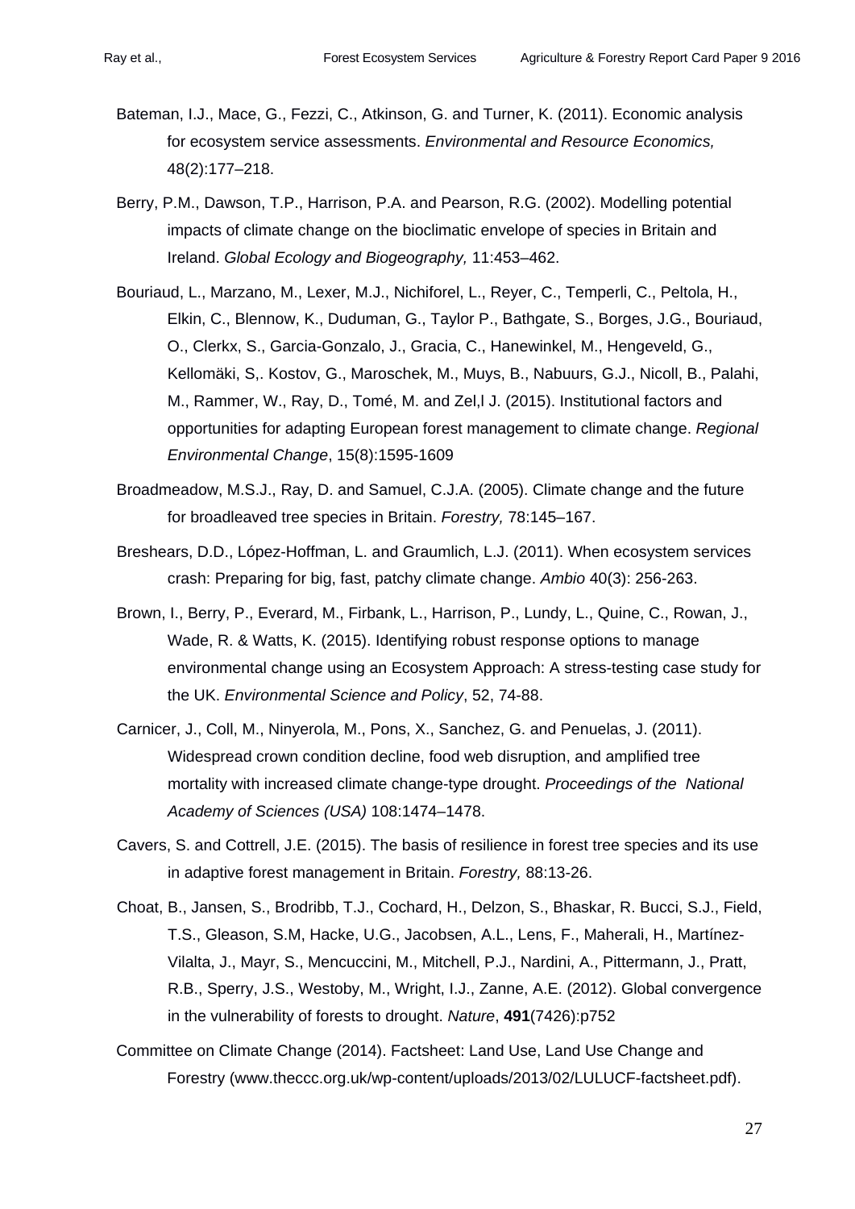Bateman, I.J., Mace, G., Fezzi, C., Atkinson, G. and Turner, K. (2011). Economic analysis for ecosystem service assessments. *Environmental and Resource Economics,* 48(2):177–218.

Berry, P.M., Dawson, T.P., Harrison, P.A. and Pearson, R.G. (2002). Modelling potential impacts of climate change on the bioclimatic envelope of species in Britain and Ireland. *Global Ecology and Biogeography,* 11:453–462.

Bouriaud, L., Marzano, M., Lexer, M.J., Nichiforel, L., Reyer, C., Temperli, C., Peltola, H., Elkin, C., Blennow, K., Duduman, G., Taylor P., Bathgate, S., Borges, J.G., Bouriaud, O., Clerkx, S., Garcia-Gonzalo, J., Gracia, C., Hanewinkel, M., Hengeveld, G., Kellomäki, S,. Kostov, G., Maroschek, M., Muys, B., Nabuurs, G.J., Nicoll, B., Palahi, M., Rammer, W., Ray, D., Tomé, M. and Zel,l J. (2015). Institutional factors and opportunities for adapting European forest management to climate change. *Regional Environmental Change*, 15(8):1595-1609

Broadmeadow, M.S.J., Ray, D. and Samuel, C.J.A. (2005). Climate change and the future for broadleaved tree species in Britain. *Forestry,* 78:145–167.

Breshears, D.D., López-Hoffman, L. and Graumlich, L.J. (2011). When ecosystem services crash: Preparing for big, fast, patchy climate change. *Ambio* 40(3): 256-263.

Brown, I., Berry, P., Everard, M., Firbank, L., Harrison, P., Lundy, L., Quine, C., Rowan, J., Wade, R. & Watts, K. (2015). Identifying robust response options to manage environmental change using an Ecosystem Approach: A stress-testing case study for the UK. *Environmental Science and Policy*, 52, 74-88.

Carnicer, J., Coll, M., Ninyerola, M., Pons, X., Sanchez, G. and Penuelas, J. (2011). Widespread crown condition decline, food web disruption, and amplified tree mortality with increased climate change-type drought. *Proceedings of the National Academy of Sciences (USA)* 108:1474–1478.

Cavers, S. and Cottrell, J.E. (2015). The basis of resilience in forest tree species and its use in adaptive forest management in Britain. *Forestry,* 88:13-26.

Choat, B., Jansen, S., Brodribb, T.J., Cochard, H., Delzon, S., Bhaskar, R. Bucci, S.J., Field, T.S., Gleason, S.M, Hacke, U.G., Jacobsen, A.L., Lens, F., Maherali, H., Martínez-Vilalta, J., Mayr, S., Mencuccini, M., Mitchell, P.J., Nardini, A., Pittermann, J., Pratt, R.B., Sperry, J.S., Westoby, M., Wright, I.J., Zanne, A.E. (2012). Global convergence in the vulnerability of forests to drought. *Nature*, **491**(7426):p752

Committee on Climate Change (2014). Factsheet: Land Use, Land Use Change and Forestry (www.theccc.org.uk/wp-content/uploads/2013/02/LULUCF-factsheet.pdf).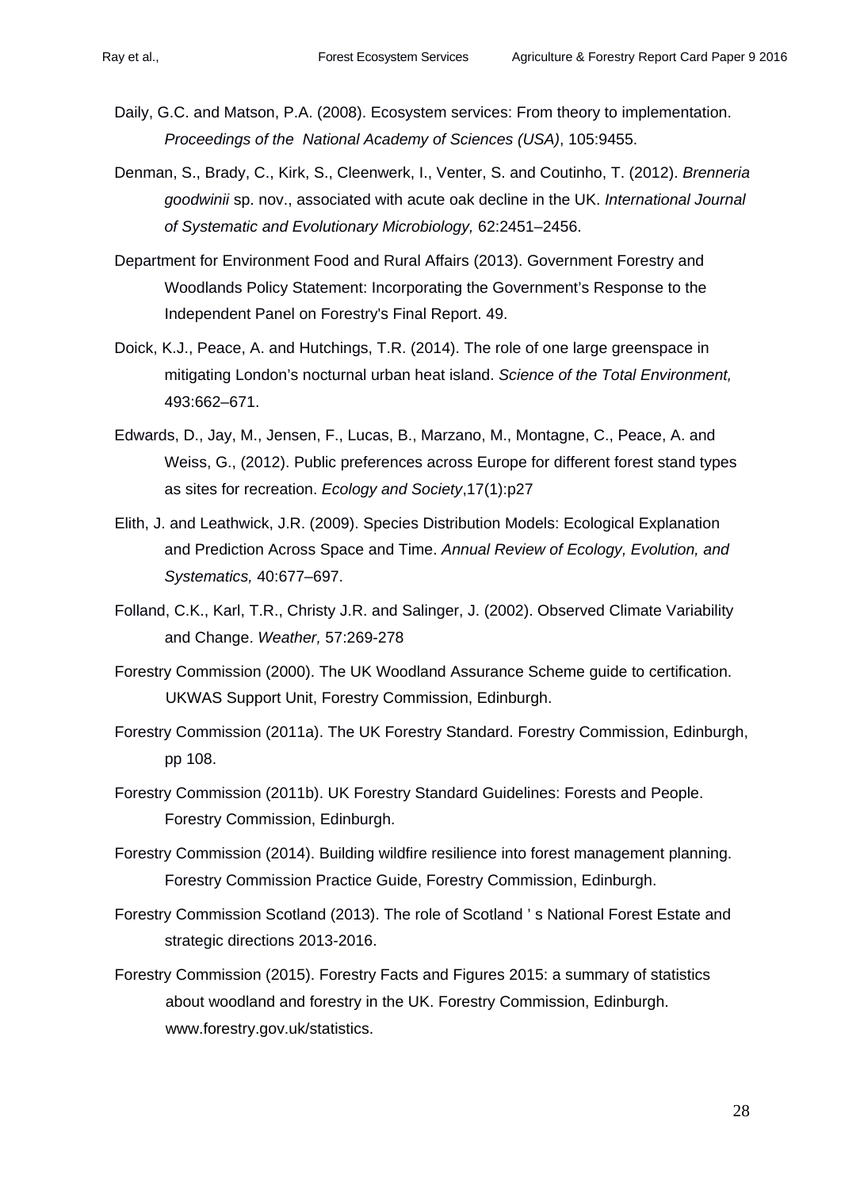Daily, G.C. and Matson, P.A. (2008). Ecosystem services: From theory to implementation. *Proceedings of the National Academy of Sciences (USA)*, 105:9455.

Denman, S., Brady, C., Kirk, S., Cleenwerk, I., Venter, S. and Coutinho, T. (2012). *Brenneria goodwinii* sp. nov., associated with acute oak decline in the UK. *International Journal of Systematic and Evolutionary Microbiology,* 62:2451–2456.

Department for Environment Food and Rural Affairs (2013). Government Forestry and Woodlands Policy Statement: Incorporating the Government's Response to the Independent Panel on Forestry's Final Report. 49.

Doick, K.J., Peace, A. and Hutchings, T.R. (2014). The role of one large greenspace in mitigating London's nocturnal urban heat island. *Science of the Total Environment,* 493:662–671.

Edwards, D., Jay, M., Jensen, F., Lucas, B., Marzano, M., Montagne, C., Peace, A. and Weiss, G., (2012). Public preferences across Europe for different forest stand types as sites for recreation. *Ecology and Society*,17(1):p27

Elith, J. and Leathwick, J.R. (2009). Species Distribution Models: Ecological Explanation and Prediction Across Space and Time. *Annual Review of Ecology, Evolution, and Systematics,* 40:677–697.

Folland, C.K., Karl, T.R., Christy J.R. and Salinger, J. (2002). Observed Climate Variability and Change. *Weather,* 57:269-278

Forestry Commission (2000). The UK Woodland Assurance Scheme guide to certification. UKWAS Support Unit, Forestry Commission, Edinburgh.

Forestry Commission (2011a). The UK Forestry Standard. Forestry Commission, Edinburgh, pp 108.

Forestry Commission (2011b). UK Forestry Standard Guidelines: Forests and People. Forestry Commission, Edinburgh.

Forestry Commission (2014). Building wildfire resilience into forest management planning. Forestry Commission Practice Guide, Forestry Commission, Edinburgh.

Forestry Commission Scotland (2013). The role of Scotland ' s National Forest Estate and strategic directions 2013-2016.

Forestry Commission (2015). Forestry Facts and Figures 2015: a summary of statistics about woodland and forestry in the UK. Forestry Commission, Edinburgh. www.forestry.gov.uk/statistics.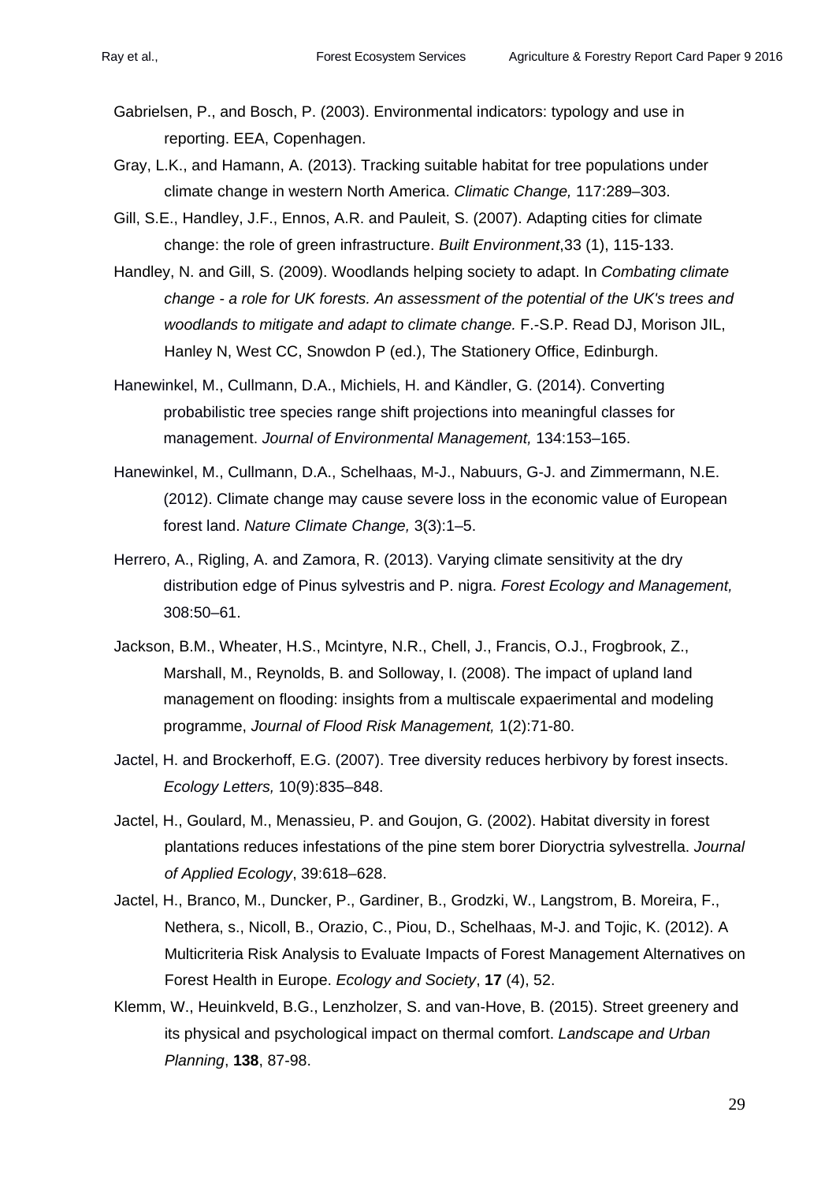Gabrielsen, P., and Bosch, P. (2003). Environmental indicators: typology and use in reporting. EEA, Copenhagen.

Gray, L.K., and Hamann, A. (2013). Tracking suitable habitat for tree populations under climate change in western North America. *Climatic Change,* 117:289–303.

Gill, S.E., Handley, J.F., Ennos, A.R. and Pauleit, S. (2007). Adapting cities for climate change: the role of green infrastructure. *Built Environment*,33 (1), 115-133.

Handley, N. and Gill, S. (2009). Woodlands helping society to adapt. In *Combating climate change - a role for UK forests. An assessment of the potential of the UK's trees and woodlands to mitigate and adapt to climate change.* F.-S.P. Read DJ, Morison JIL, Hanley N, West CC, Snowdon P (ed.), The Stationery Office, Edinburgh.

Hanewinkel, M., Cullmann, D.A., Michiels, H. and Kändler, G. (2014). Converting probabilistic tree species range shift projections into meaningful classes for management. *Journal of Environmental Management,* 134:153–165.

Hanewinkel, M., Cullmann, D.A., Schelhaas, M-J., Nabuurs, G-J. and Zimmermann, N.E. (2012). Climate change may cause severe loss in the economic value of European forest land. *Nature Climate Change,* 3(3):1–5.

Herrero, A., Rigling, A. and Zamora, R. (2013). Varying climate sensitivity at the dry distribution edge of Pinus sylvestris and P. nigra. *Forest Ecology and Management,* 308:50–61.

Jackson, B.M., Wheater, H.S., Mcintyre, N.R., Chell, J., Francis, O.J., Frogbrook, Z., Marshall, M., Reynolds, B. and Solloway, I. (2008). The impact of upland land management on flooding: insights from a multiscale expaerimental and modeling programme, *Journal of Flood Risk Management,* 1(2):71-80.

Jactel, H. and Brockerhoff, E.G. (2007). Tree diversity reduces herbivory by forest insects. *Ecology Letters,* 10(9):835–848.

Jactel, H., Goulard, M., Menassieu, P. and Goujon, G. (2002). Habitat diversity in forest plantations reduces infestations of the pine stem borer Dioryctria sylvestrella. *Journal of Applied Ecology*, 39:618–628.

Jactel, H., Branco, M., Duncker, P., Gardiner, B., Grodzki, W., Langstrom, B. Moreira, F., Nethera, s., Nicoll, B., Orazio, C., Piou, D., Schelhaas, M-J. and Tojic, K. (2012). A Multicriteria Risk Analysis to Evaluate Impacts of Forest Management Alternatives on Forest Health in Europe. *Ecology and Society*, **17** (4), 52.

Klemm, W., Heuinkveld, B.G., Lenzholzer, S. and van-Hove, B. (2015). Street greenery and its physical and psychological impact on thermal comfort. *Landscape and Urban Planning*, **138**, 87-98.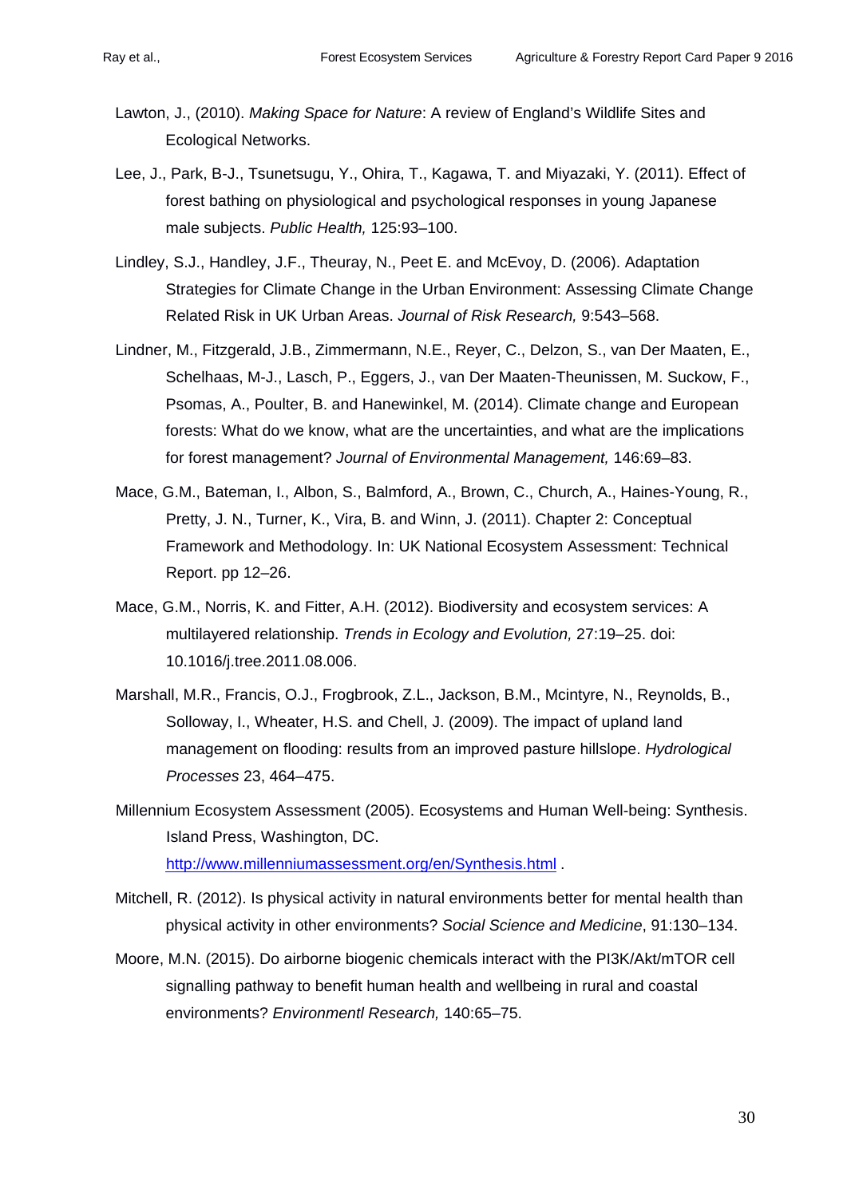Lawton, J., (2010). *Making Space for Nature*: A review of England's Wildlife Sites and Ecological Networks.

Lee, J., Park, B-J., Tsunetsugu, Y., Ohira, T., Kagawa, T. and Miyazaki, Y. (2011). Effect of forest bathing on physiological and psychological responses in young Japanese male subjects. *Public Health,* 125:93–100.

Lindley, S.J., Handley, J.F., Theuray, N., Peet E. and McEvoy, D. (2006). Adaptation Strategies for Climate Change in the Urban Environment: Assessing Climate Change Related Risk in UK Urban Areas. *Journal of Risk Research,* 9:543–568.

Lindner, M., Fitzgerald, J.B., Zimmermann, N.E., Reyer, C., Delzon, S., van Der Maaten, E., Schelhaas, M-J., Lasch, P., Eggers, J., van Der Maaten-Theunissen, M. Suckow, F., Psomas, A., Poulter, B. and Hanewinkel, M. (2014). Climate change and European forests: What do we know, what are the uncertainties, and what are the implications for forest management? *Journal of Environmental Management,* 146:69–83.

Mace, G.M., Bateman, I., Albon, S., Balmford, A., Brown, C., Church, A., Haines-Young, R., Pretty, J. N., Turner, K., Vira, B. and Winn, J. (2011). Chapter 2: Conceptual Framework and Methodology. In: UK National Ecosystem Assessment: Technical Report. pp 12–26.

Mace, G.M., Norris, K. and Fitter, A.H. (2012). Biodiversity and ecosystem services: A multilayered relationship. *Trends in Ecology and Evolution,* 27:19–25. doi: 10.1016/j.tree.2011.08.006.

Marshall, M.R., Francis, O.J., Frogbrook, Z.L., Jackson, B.M., Mcintyre, N., Reynolds, B., Solloway, I., Wheater, H.S. and Chell, J. (2009). The impact of upland land management on flooding: results from an improved pasture hillslope. *Hydrological Processes* 23, 464–475.

Millennium Ecosystem Assessment (2005). Ecosystems and Human Well-being: Synthesis. Island Press, Washington, DC. http://www.millenniumassessment.org/en/Synthesis.html .

Mitchell, R. (2012). Is physical activity in natural environments better for mental health than physical activity in other environments? *Social Science and Medicine*, 91:130–134.

Moore, M.N. (2015). Do airborne biogenic chemicals interact with the PI3K/Akt/mTOR cell signalling pathway to benefit human health and wellbeing in rural and coastal environments? *Environmentl Research,* 140:65–75.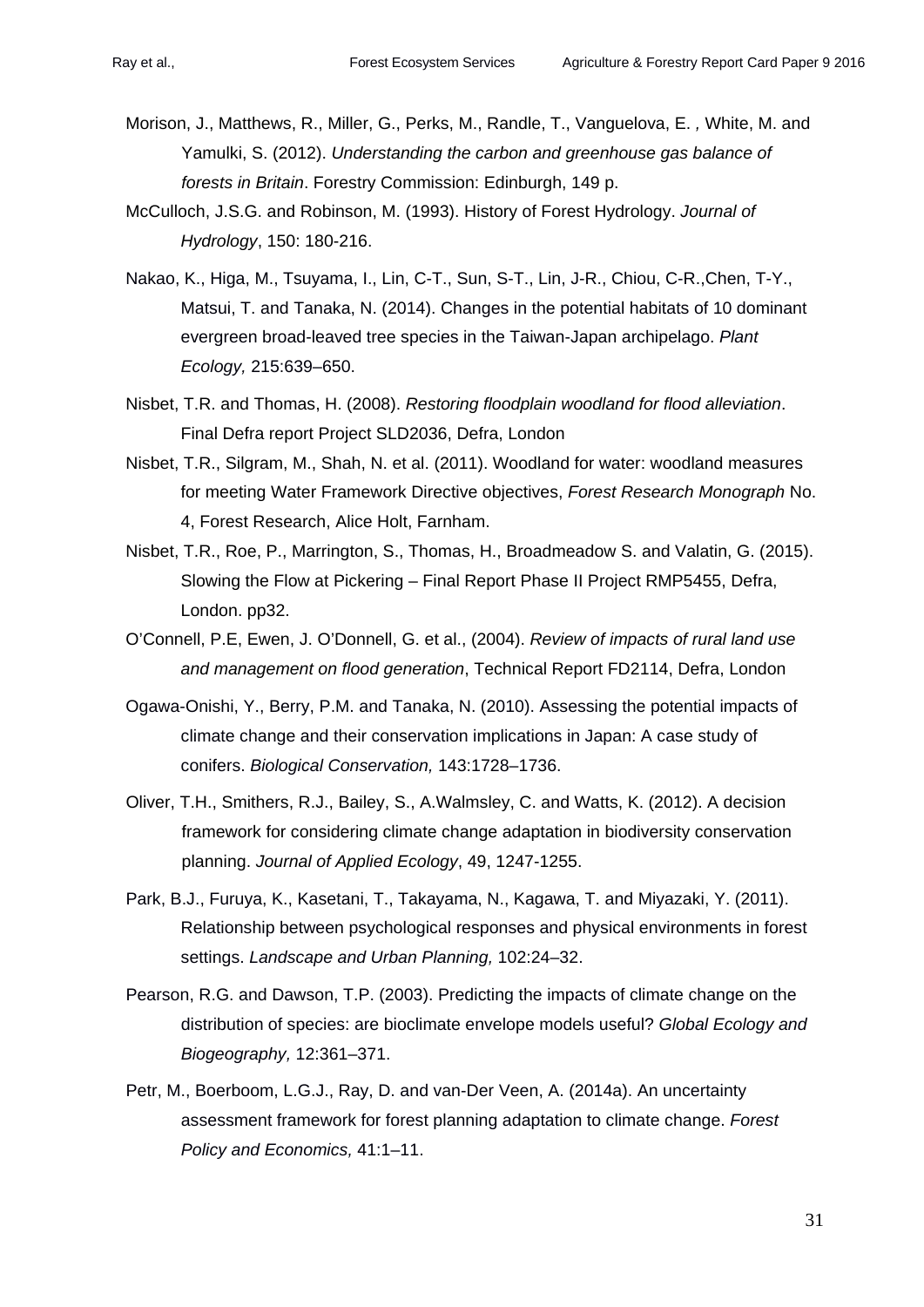Morison, J., Matthews, R., Miller, G., Perks, M., Randle, T., Vanguelova, E. , White, M. and Yamulki, S. (2012). *Understanding the carbon and greenhouse gas balance of forests in Britain*. Forestry Commission: Edinburgh, 149 p.

McCulloch, J.S.G. and Robinson, M. (1993). History of Forest Hydrology. *Journal of Hydrology*, 150: 180-216.

Nakao, K., Higa, M., Tsuyama, I., Lin, C-T., Sun, S-T., Lin, J-R., Chiou, C-R.,Chen, T-Y., Matsui, T. and Tanaka, N. (2014). Changes in the potential habitats of 10 dominant evergreen broad-leaved tree species in the Taiwan-Japan archipelago. *Plant Ecology,* 215:639–650.

Nisbet, T.R. and Thomas, H. (2008). *Restoring floodplain woodland for flood alleviation*. Final Defra report Project SLD2036, Defra, London

Nisbet, T.R., Silgram, M., Shah, N. et al. (2011). Woodland for water: woodland measures for meeting Water Framework Directive objectives, *Forest Research Monograph* No. 4, Forest Research, Alice Holt, Farnham.

Nisbet, T.R., Roe, P., Marrington, S., Thomas, H., Broadmeadow S. and Valatin, G. (2015). Slowing the Flow at Pickering – Final Report Phase II Project RMP5455, Defra, London. pp32.

O'Connell, P.E, Ewen, J. O'Donnell, G. et al., (2004). *Review of impacts of rural land use and management on flood generation*, Technical Report FD2114, Defra, London

Ogawa-Onishi, Y., Berry, P.M. and Tanaka, N. (2010). Assessing the potential impacts of climate change and their conservation implications in Japan: A case study of conifers. *Biological Conservation,* 143:1728–1736.

Oliver, T.H., Smithers, R.J., Bailey, S., A.Walmsley, C. and Watts, K. (2012). A decision framework for considering climate change adaptation in biodiversity conservation planning. *Journal of Applied Ecology*, 49, 1247-1255.

Park, B.J., Furuya, K., Kasetani, T., Takayama, N., Kagawa, T. and Miyazaki, Y. (2011). Relationship between psychological responses and physical environments in forest settings. *Landscape and Urban Planning,* 102:24–32.

Pearson, R.G. and Dawson, T.P. (2003). Predicting the impacts of climate change on the distribution of species: are bioclimate envelope models useful? *Global Ecology and Biogeography,* 12:361–371.

Petr, M., Boerboom, L.G.J., Ray, D. and van-Der Veen, A. (2014a). An uncertainty assessment framework for forest planning adaptation to climate change. *Forest Policy and Economics,* 41:1–11.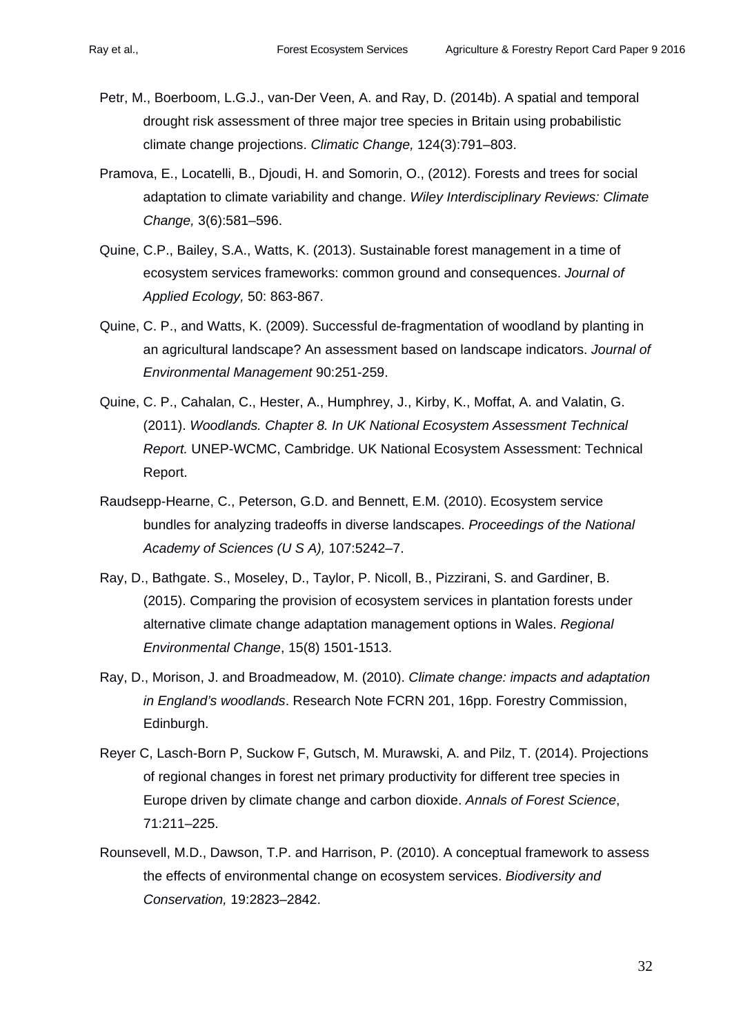Petr, M., Boerboom, L.G.J., van-Der Veen, A. and Ray, D. (2014b). A spatial and temporal drought risk assessment of three major tree species in Britain using probabilistic climate change projections. *Climatic Change,* 124(3):791–803.

Pramova, E., Locatelli, B., Djoudi, H. and Somorin, O., (2012). Forests and trees for social adaptation to climate variability and change. *Wiley Interdisciplinary Reviews: Climate Change,* 3(6):581–596.

Quine, C.P., Bailey, S.A., Watts, K. (2013). Sustainable forest management in a time of ecosystem services frameworks: common ground and consequences. *Journal of Applied Ecology,* 50: 863-867.

Quine, C. P., and Watts, K. (2009). Successful de-fragmentation of woodland by planting in an agricultural landscape? An assessment based on landscape indicators. *Journal of Environmental Management* 90:251-259.

Quine, C. P., Cahalan, C., Hester, A., Humphrey, J., Kirby, K., Moffat, A. and Valatin, G. (2011). *Woodlands. Chapter 8. In UK National Ecosystem Assessment Technical Report.* UNEP-WCMC, Cambridge. UK National Ecosystem Assessment: Technical Report.

Raudsepp-Hearne, C., Peterson, G.D. and Bennett, E.M. (2010). Ecosystem service bundles for analyzing tradeoffs in diverse landscapes. *Proceedings of the National Academy of Sciences (U S A),* 107:5242–7.

Ray, D., Bathgate. S., Moseley, D., Taylor, P. Nicoll, B., Pizzirani, S. and Gardiner, B. (2015). Comparing the provision of ecosystem services in plantation forests under alternative climate change adaptation management options in Wales. *Regional Environmental Change*, 15(8) 1501-1513.

Ray, D., Morison, J. and Broadmeadow, M. (2010). *Climate change: impacts and adaptation in England's woodlands*. Research Note FCRN 201, 16pp. Forestry Commission, Edinburgh.

Reyer C, Lasch-Born P, Suckow F, Gutsch, M. Murawski, A. and Pilz, T. (2014). Projections of regional changes in forest net primary productivity for different tree species in Europe driven by climate change and carbon dioxide. *Annals of Forest Science*, 71:211–225.

Rounsevell, M.D., Dawson, T.P. and Harrison, P. (2010). A conceptual framework to assess the effects of environmental change on ecosystem services. *Biodiversity and Conservation,* 19:2823–2842.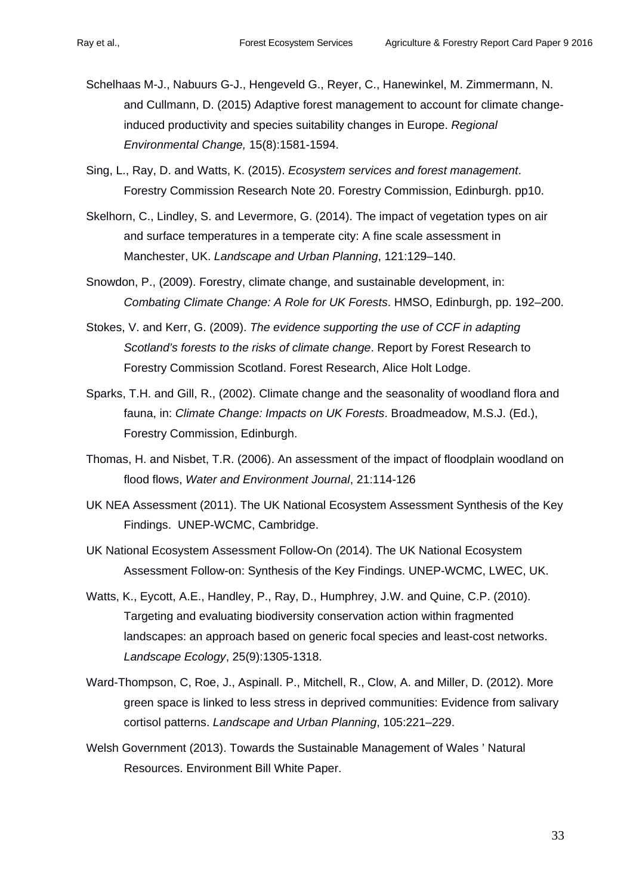Schelhaas M-J., Nabuurs G-J., Hengeveld G., Reyer, C., Hanewinkel, M. Zimmermann, N. and Cullmann, D. (2015) Adaptive forest management to account for climate change-induced productivity and species suitability changes in Europe. *Regional Environmental Change,* 15(8):1581-1594.

Sing, L., Ray, D. and Watts, K. (2015). *Ecosystem services and forest management*. Forestry Commission Research Note 20. Forestry Commission, Edinburgh. pp10.

Skelhorn, C., Lindley, S. and Levermore, G. (2014). The impact of vegetation types on air and surface temperatures in a temperate city: A fine scale assessment in Manchester, UK. *Landscape and Urban Planning*, 121:129–140.

Snowdon, P., (2009). Forestry, climate change, and sustainable development, in: *Combating Climate Change: A Role for UK Forests*. HMSO, Edinburgh, pp. 192–200.

Stokes, V. and Kerr, G. (2009). *The evidence supporting the use of CCF in adapting Scotland's forests to the risks of climate change*. Report by Forest Research to Forestry Commission Scotland. Forest Research, Alice Holt Lodge.

Sparks, T.H. and Gill, R., (2002). Climate change and the seasonality of woodland flora and fauna, in: *Climate Change: Impacts on UK Forests*. Broadmeadow, M.S.J. (Ed.), Forestry Commission, Edinburgh.

Thomas, H. and Nisbet, T.R. (2006). An assessment of the impact of floodplain woodland on flood flows, *Water and Environment Journal*, 21:114-126

UK NEA Assessment (2011). The UK National Ecosystem Assessment Synthesis of the Key Findings. UNEP-WCMC, Cambridge.

UK National Ecosystem Assessment Follow-On (2014). The UK National Ecosystem Assessment Follow-on: Synthesis of the Key Findings. UNEP-WCMC, LWEC, UK.

Watts, K., Eycott, A.E., Handley, P., Ray, D., Humphrey, J.W. and Quine, C.P. (2010). Targeting and evaluating biodiversity conservation action within fragmented landscapes: an approach based on generic focal species and least-cost networks. *Landscape Ecology*, 25(9):1305-1318.

Ward-Thompson, C, Roe, J., Aspinall. P., Mitchell, R., Clow, A. and Miller, D. (2012). More green space is linked to less stress in deprived communities: Evidence from salivary cortisol patterns. *Landscape and Urban Planning*, 105:221–229.

Welsh Government (2013). Towards the Sustainable Management of Wales ' Natural Resources. Environment Bill White Paper.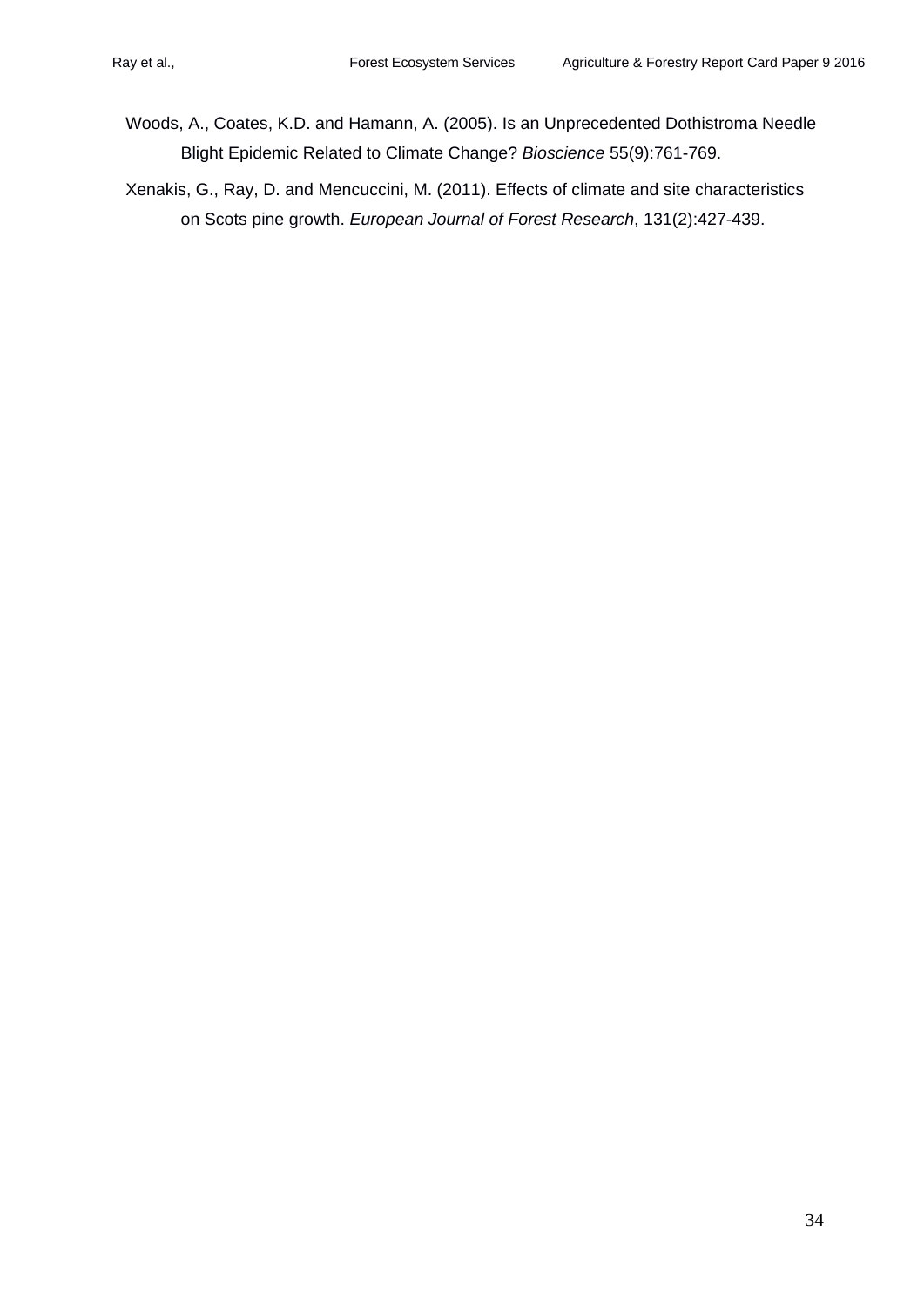Woods, A., Coates, K.D. and Hamann, A. (2005). Is an Unprecedented Dothistroma Needle Blight Epidemic Related to Climate Change? *Bioscience* 55(9):761-769.

Xenakis, G., Ray, D. and Mencuccini, M. (2011). Effects of climate and site characteristics on Scots pine growth. *European Journal of Forest Research*, 131(2):427-439.